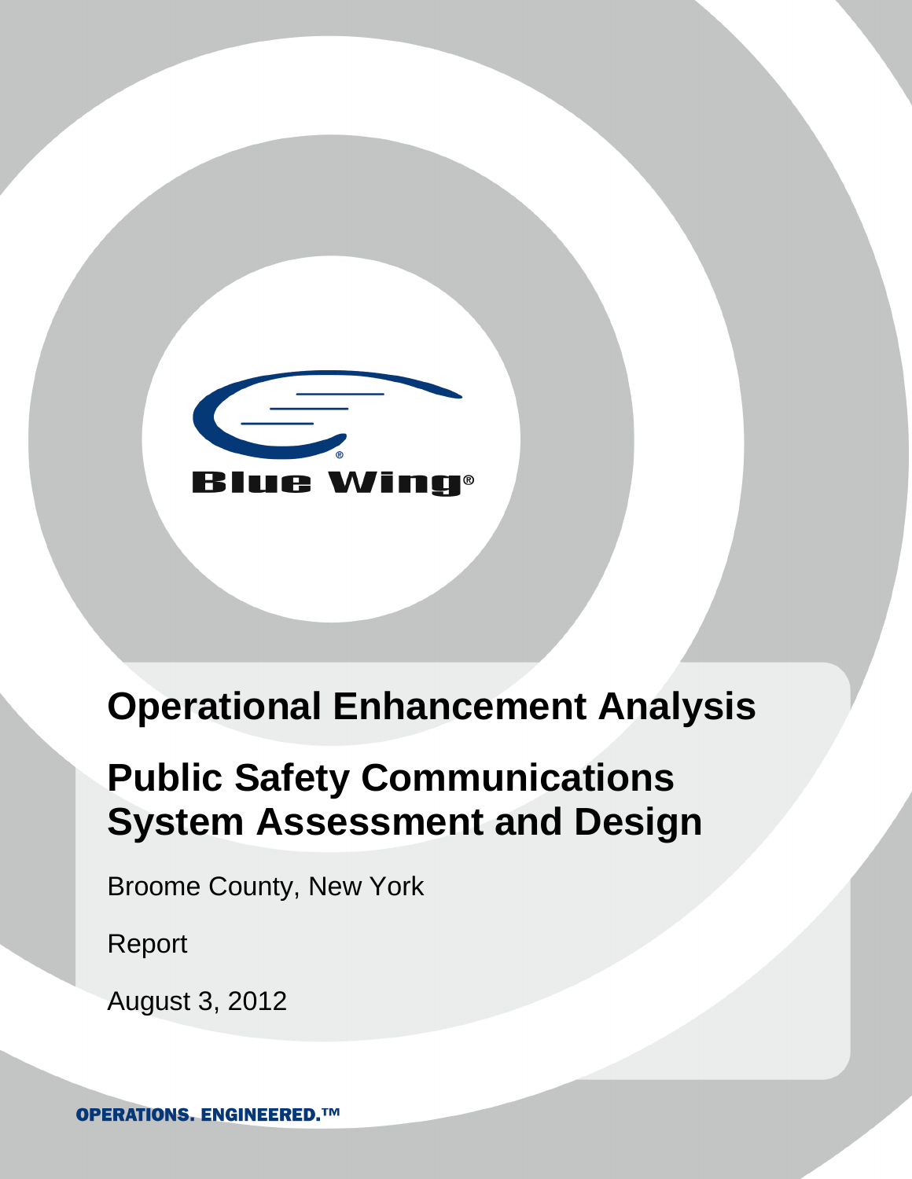Blue Wing

# Operational Enhancement Analysis

# Public Safety Communications System Assessment and Design

Broome County, New York

Report

August 3, 2012

OPERATIONS. ENGINEERED.™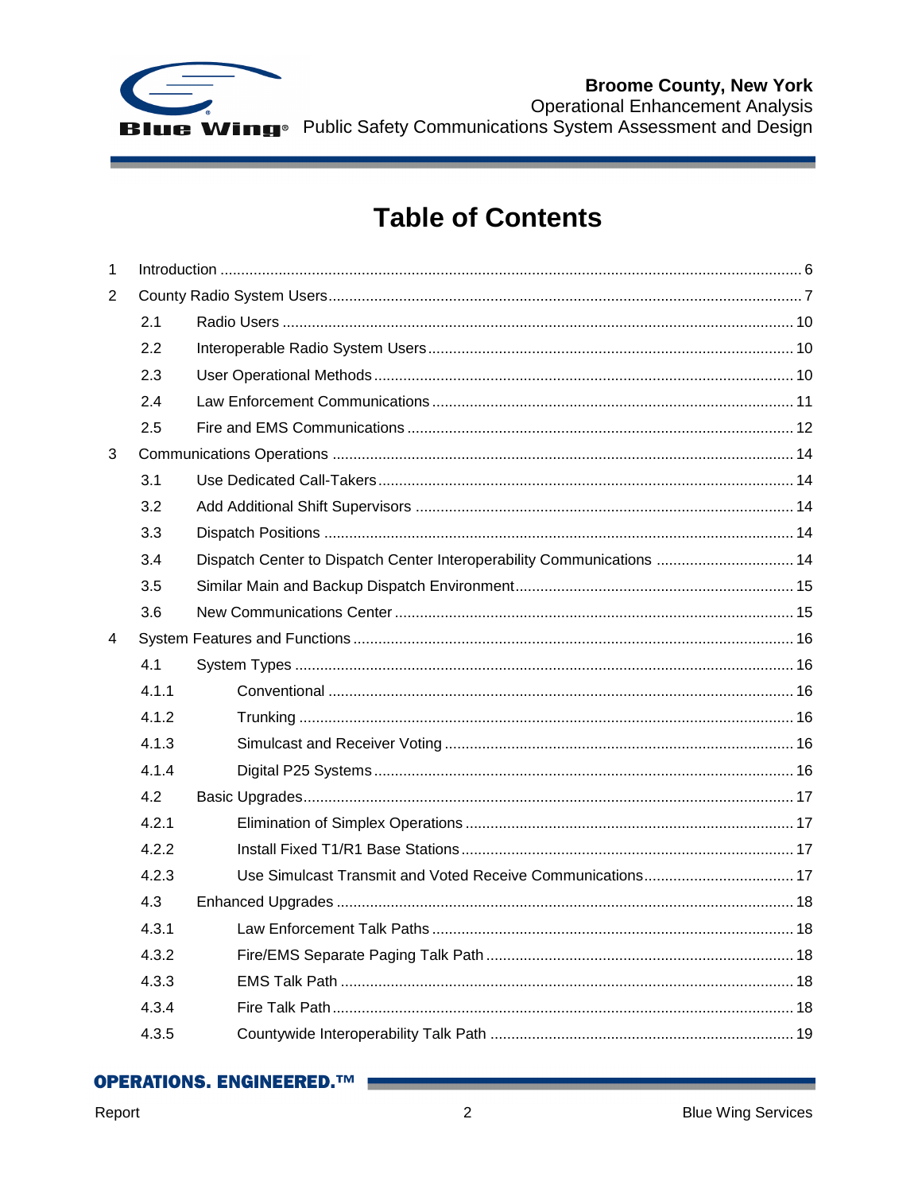# Table of Contents

1 Introduction ........................................................................................................................ 6

2 County Radio System Users ................................................................................................ 7

- 2.1 Radio Users ........................................................................................................ 10
- 2.2 Interoperable Radio System Users ....................................................................... 10
- 2.3 User Operational Methods ................................................................................... 10
- 2.4 Law Enforcement Communications ...................................................................... 11
- 2.5 Fire and EMS Communications ............................................................................ 12

3 Communications Operations .............................................................................................. 14

- 3.1 Use Dedicated Call-Takers .................................................................................. 14
- 3.2 Add Additional Shift Supervisors .......................................................................... 14
- 3.3 Dispatch Positions ............................................................................................... 14
- 3.4 Dispatch Center to Dispatch Center Interoperability Communications ................. 14
- 3.5 Similar Main and Backup Dispatch Environment .................................................. 15
- 3.6 New Communications Center .............................................................................. 15

4 System Features and Functions ......................................................................................... 16

- 4.1 System Types ...................................................................................................... 16
  - 4.1.1 Conventional ............................................................................................... 16
  - 4.1.2 Trunking ..................................................................................................... 16
  - 4.1.3 Simulcast and Receiver Voting ................................................................... 16
  - 4.1.4 Digital P25 Systems .................................................................................... 16
- 4.2 Basic Upgrades .................................................................................................... 17
  - 4.2.1 Elimination of Simplex Operations .............................................................. 17
  - 4.2.2 Install Fixed T1/R1 Base Stations ............................................................... 17
  - 4.2.3 Use Simulcast Transmit and Voted Receive Communications .................... 17
- 4.3 Enhanced Upgrades ............................................................................................. 18
  - 4.3.1 Law Enforcement Talk Paths ...................................................................... 18
  - 4.3.2 Fire/EMS Separate Paging Talk Path ......................................................... 18
  - 4.3.3 EMS Talk Path ............................................................................................ 18
  - 4.3.4 Fire Talk Path ............................................................................................. 18
  - 4.3.5 Countywide Interoperability Talk Path ........................................................ 19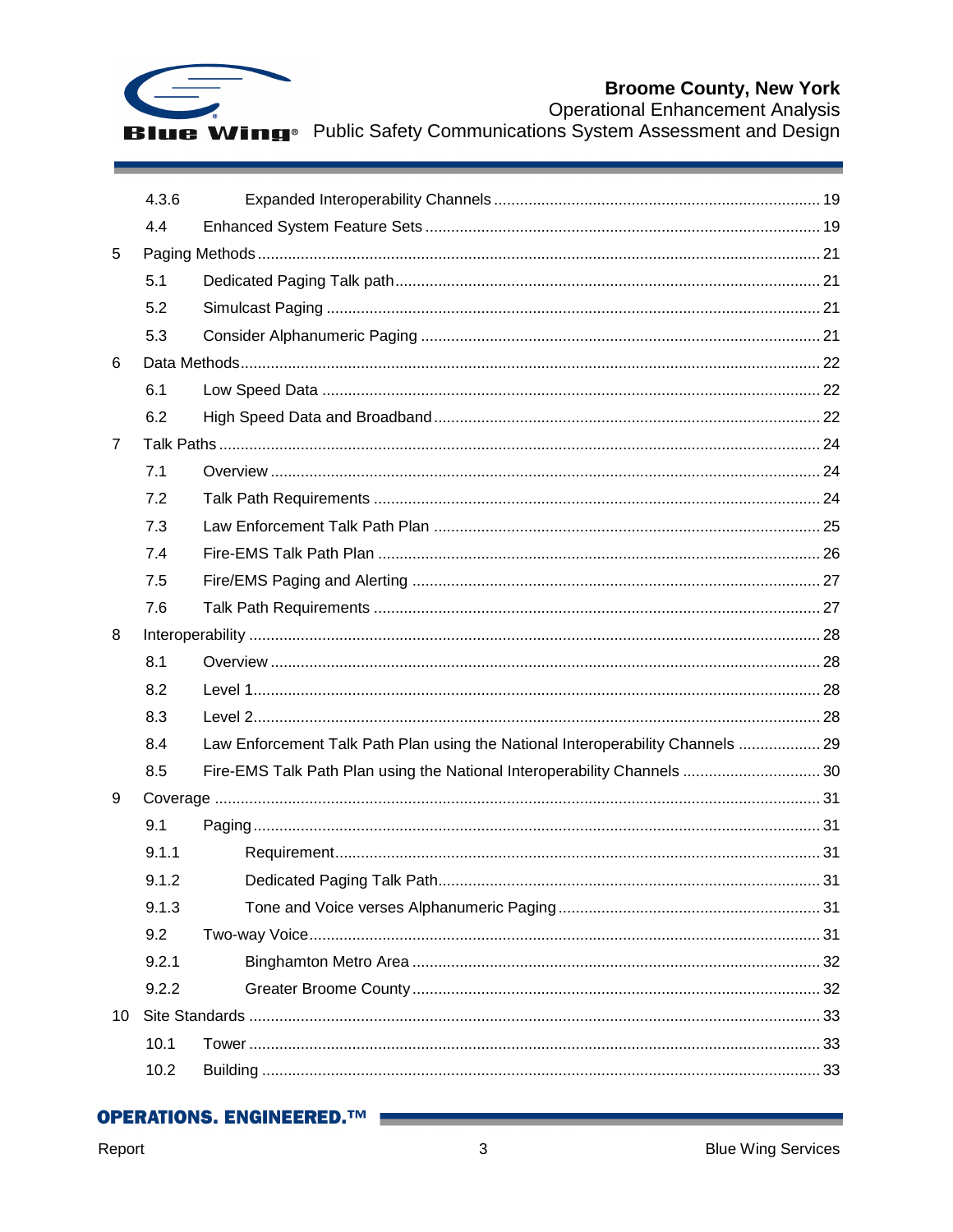| | | |
|---|---|---|
| 4.3.6 | Expanded Interoperability Channels | 19 |
| 4.4 | Enhanced System Feature Sets | 19 |
| 5 | Paging Methods | 21 |
| 5.1 | Dedicated Paging Talk path | 21 |
| 5.2 | Simulcast Paging | 21 |
| 5.3 | Consider Alphanumeric Paging | 21 |
| 6 | Data Methods | 22 |
| 6.1 | Low Speed Data | 22 |
| 6.2 | High Speed Data and Broadband | 22 |
| 7 | Talk Paths | 24 |
| 7.1 | Overview | 24 |
| 7.2 | Talk Path Requirements | 24 |
| 7.3 | Law Enforcement Talk Path Plan | 25 |
| 7.4 | Fire-EMS Talk Path Plan | 26 |
| 7.5 | Fire/EMS Paging and Alerting | 27 |
| 7.6 | Talk Path Requirements | 27 |
| 8 | Interoperability | 28 |
| 8.1 | Overview | 28 |
| 8.2 | Level 1 | 28 |
| 8.3 | Level 2 | 28 |
| 8.4 | Law Enforcement Talk Path Plan using the National Interoperability Channels | 29 |
| 8.5 | Fire-EMS Talk Path Plan using the National Interoperability Channels | 30 |
| 9 | Coverage | 31 |
| 9.1 | Paging | 31 |
| 9.1.1 | Requirement | 31 |
| 9.1.2 | Dedicated Paging Talk Path | 31 |
| 9.1.3 | Tone and Voice verses Alphanumeric Paging | 31 |
| 9.2 | Two-way Voice | 31 |
| 9.2.1 | Binghamton Metro Area | 32 |
| 9.2.2 | Greater Broome County | 32 |
| 10 | Site Standards | 33 |
| 10.1 | Tower | 33 |
| 10.2 | Building | 33 |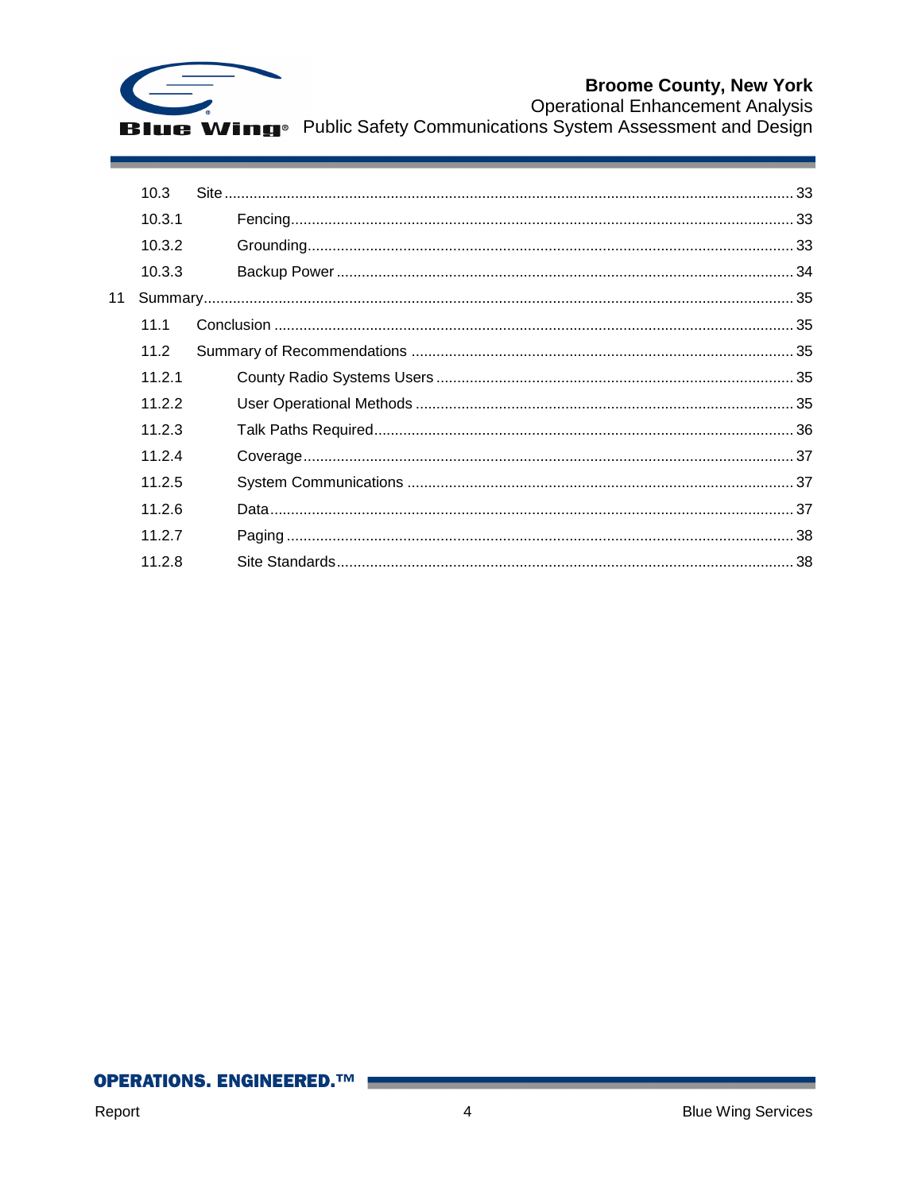10.3 Site ........ 33

10.3.1 Fencing ........ 33

10.3.2 Grounding ........ 33

10.3.3 Backup Power ........ 34

11 Summary ........ 35

11.1 Conclusion ........ 35

11.2 Summary of Recommendations ........ 35

11.2.1 County Radio Systems Users ........ 35

11.2.2 User Operational Methods ........ 35

11.2.3 Talk Paths Required ........ 36

11.2.4 Coverage ........ 37

11.2.5 System Communications ........ 37

11.2.6 Data ........ 37

11.2.7 Paging ........ 38

11.2.8 Site Standards ........ 38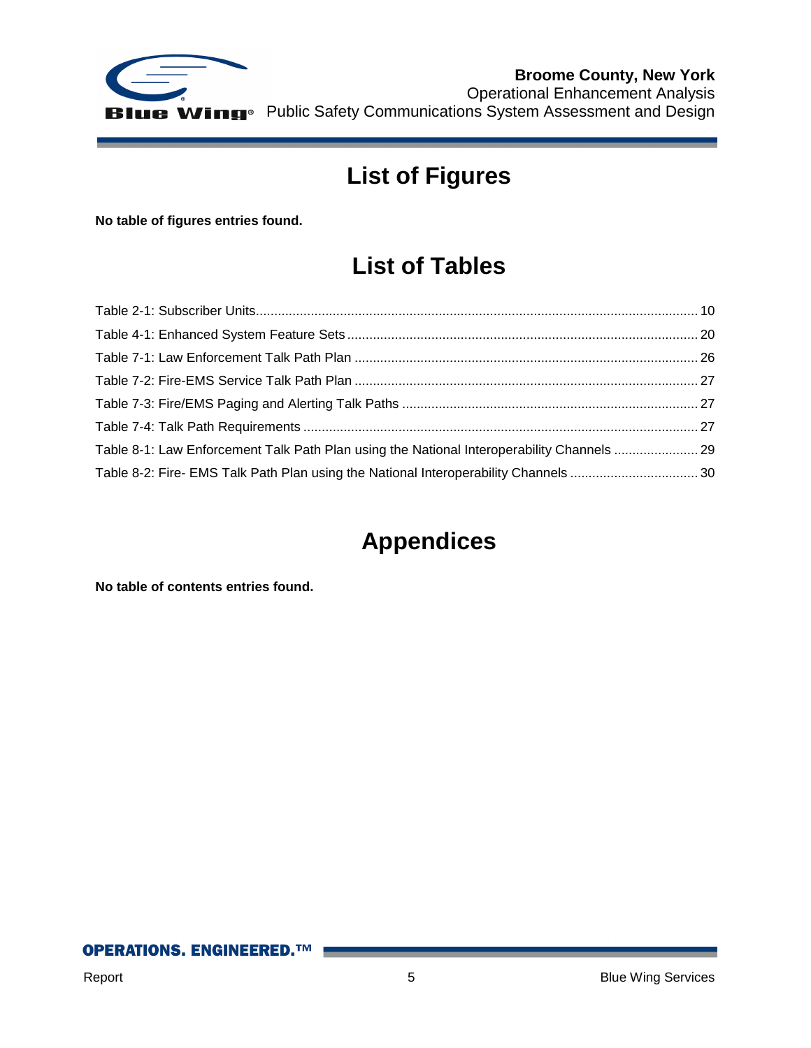# List of Figures

**No table of figures entries found.**

# List of Tables

Table 2-1: Subscriber Units........................................................................................................................10
Table 4-1: Enhanced System Feature Sets................................................................................................20
Table 7-1: Law Enforcement Talk Path Plan ..............................................................................................26
Table 7-2: Fire-EMS Service Talk Path Plan ..............................................................................................27
Table 7-3: Fire/EMS Paging and Alerting Talk Paths .................................................................................27
Table 7-4: Talk Path Requirements ............................................................................................................27
Table 8-1: Law Enforcement Talk Path Plan using the National Interoperability Channels .......................29
Table 8-2: Fire- EMS Talk Path Plan using the National Interoperability Channels ...................................30

# Appendices

**No table of contents entries found.**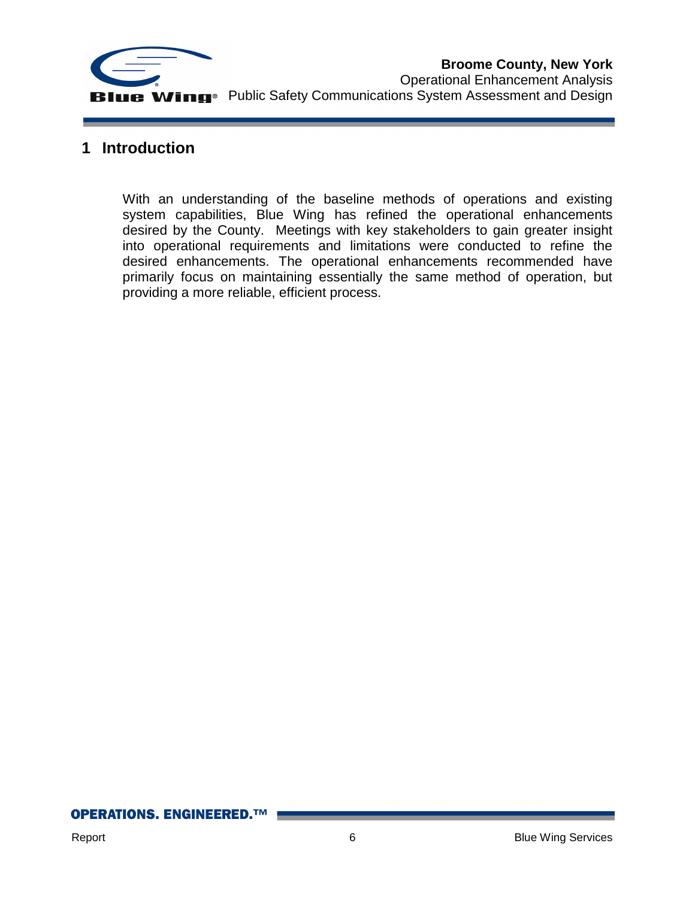# 1 Introduction

With an understanding of the baseline methods of operations and existing system capabilities, Blue Wing has refined the operational enhancements desired by the County. Meetings with key stakeholders to gain greater insight into operational requirements and limitations were conducted to refine the desired enhancements. The operational enhancements recommended have primarily focus on maintaining essentially the same method of operation, but providing a more reliable, efficient process.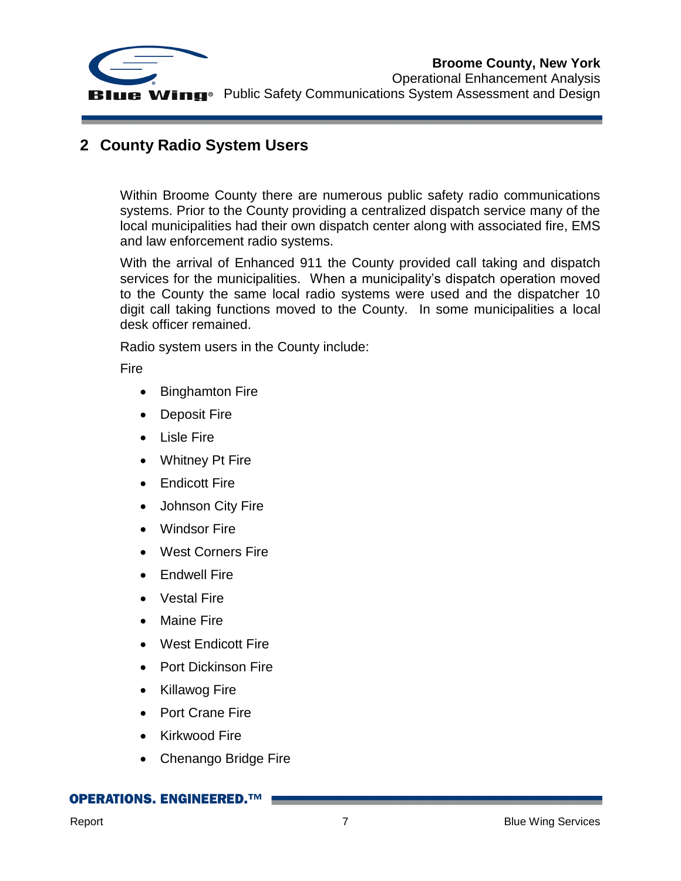## 2 County Radio System Users

Within Broome County there are numerous public safety radio communications systems. Prior to the County providing a centralized dispatch service many of the local municipalities had their own dispatch center along with associated fire, EMS and law enforcement radio systems.

With the arrival of Enhanced 911 the County provided call taking and dispatch services for the municipalities. When a municipality's dispatch operation moved to the County the same local radio systems were used and the dispatcher 10 digit call taking functions moved to the County. In some municipalities a local desk officer remained.

Radio system users in the County include:

Fire

- Binghamton Fire
- Deposit Fire
- Lisle Fire
- Whitney Pt Fire
- Endicott Fire
- Johnson City Fire
- Windsor Fire
- West Corners Fire
- Endwell Fire
- Vestal Fire
- Maine Fire
- West Endicott Fire
- Port Dickinson Fire
- Killawog Fire
- Port Crane Fire
- Kirkwood Fire
- Chenango Bridge Fire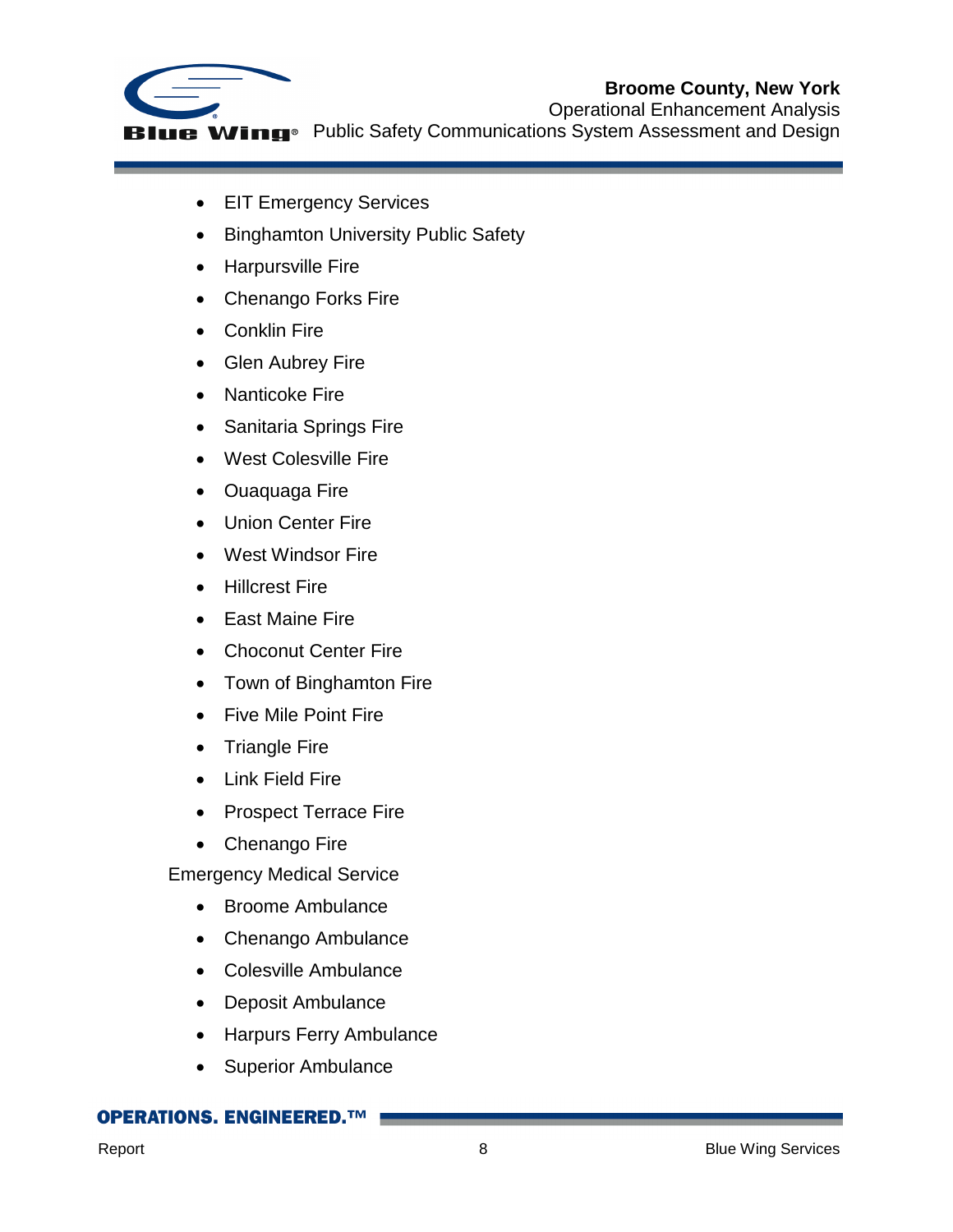- EIT Emergency Services
- Binghamton University Public Safety
- Harpursville Fire
- Chenango Forks Fire
- Conklin Fire
- Glen Aubrey Fire
- Nanticoke Fire
- Sanitaria Springs Fire
- West Colesville Fire
- Ouaquaga Fire
- Union Center Fire
- West Windsor Fire
- Hillcrest Fire
- East Maine Fire
- Choconut Center Fire
- Town of Binghamton Fire
- Five Mile Point Fire
- Triangle Fire
- Link Field Fire
- Prospect Terrace Fire
- Chenango Fire

Emergency Medical Service

- Broome Ambulance
- Chenango Ambulance
- Colesville Ambulance
- Deposit Ambulance
- Harpurs Ferry Ambulance
- Superior Ambulance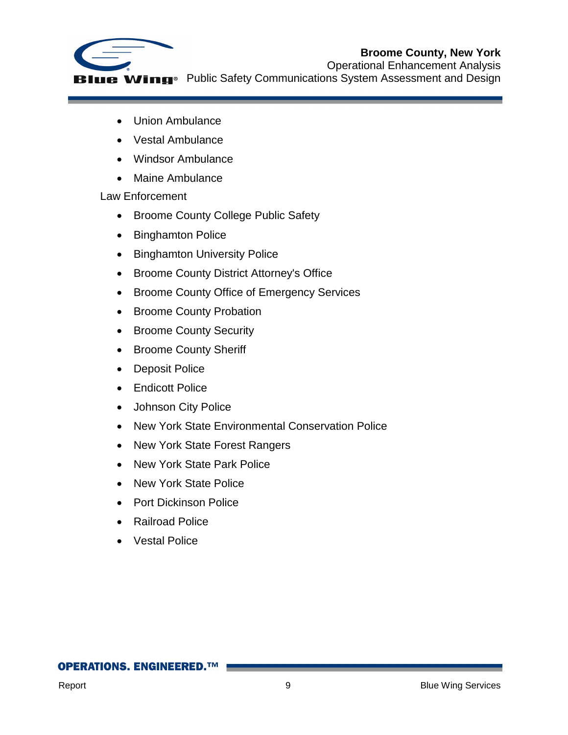- Union Ambulance
- Vestal Ambulance
- Windsor Ambulance
- Maine Ambulance

Law Enforcement

- Broome County College Public Safety
- Binghamton Police
- Binghamton University Police
- Broome County District Attorney's Office
- Broome County Office of Emergency Services
- Broome County Probation
- Broome County Security
- Broome County Sheriff
- Deposit Police
- Endicott Police
- Johnson City Police
- New York State Environmental Conservation Police
- New York State Forest Rangers
- New York State Park Police
- New York State Police
- Port Dickinson Police
- Railroad Police
- Vestal Police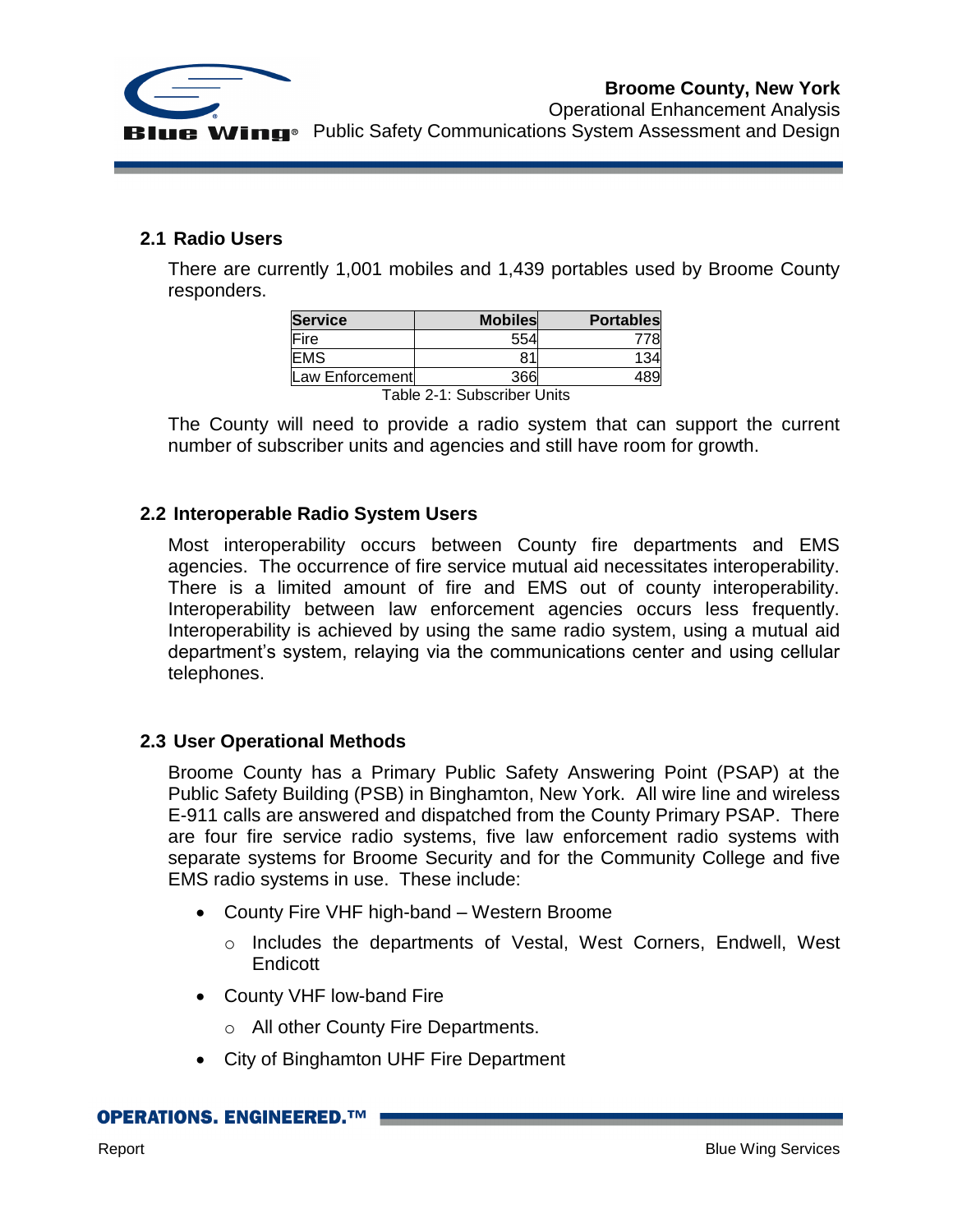## 2.1 Radio Users

There are currently 1,001 mobiles and 1,439 portables used by Broome County responders.

| Service | Mobiles | Portables |
|---|---|---|
| Fire | 554 | 778 |
| EMS | 81 | 134 |
| Law Enforcement | 366 | 489 |

Table 2-1: Subscriber Units

The County will need to provide a radio system that can support the current number of subscriber units and agencies and still have room for growth.

## 2.2 Interoperable Radio System Users

Most interoperability occurs between County fire departments and EMS agencies. The occurrence of fire service mutual aid necessitates interoperability. There is a limited amount of fire and EMS out of county interoperability. Interoperability between law enforcement agencies occurs less frequently. Interoperability is achieved by using the same radio system, using a mutual aid department's system, relaying via the communications center and using cellular telephones.

## 2.3 User Operational Methods

Broome County has a Primary Public Safety Answering Point (PSAP) at the Public Safety Building (PSB) in Binghamton, New York. All wire line and wireless E-911 calls are answered and dispatched from the County Primary PSAP. There are four fire service radio systems, five law enforcement radio systems with separate systems for Broome Security and for the Community College and five EMS radio systems in use. These include:

- County Fire VHF high-band – Western Broome
  - Includes the departments of Vestal, West Corners, Endwell, West Endicott
- County VHF low-band Fire
  - All other County Fire Departments.
- City of Binghamton UHF Fire Department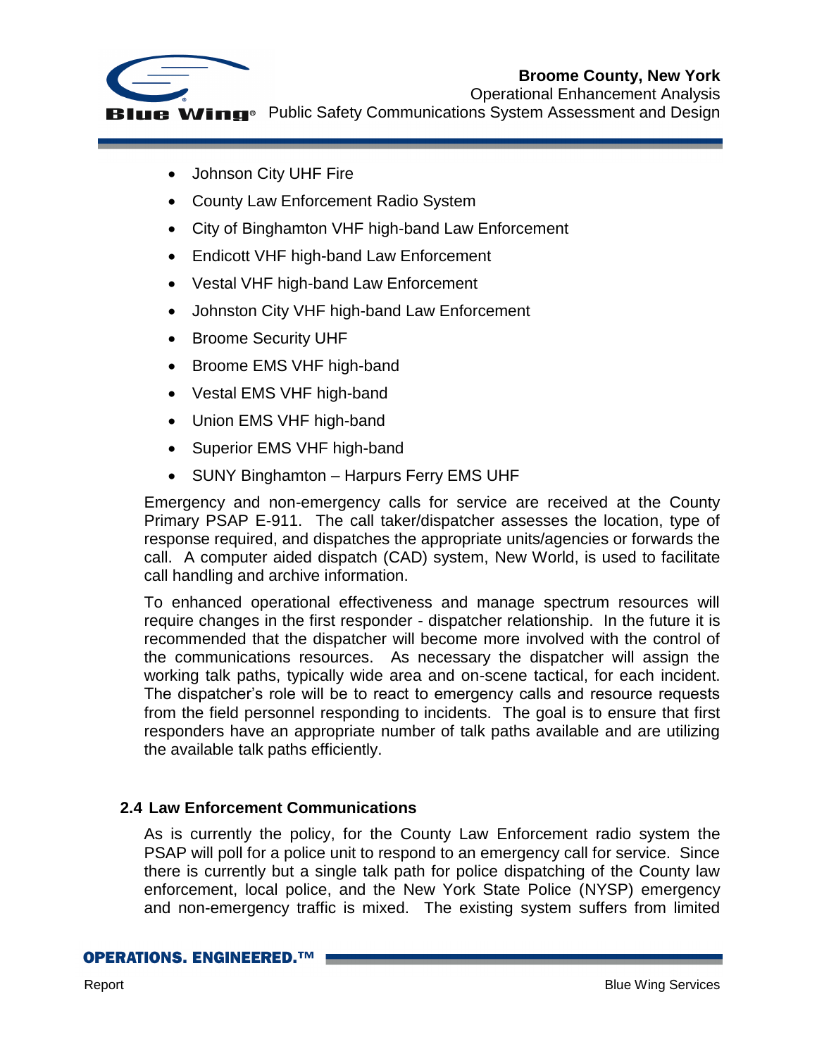- Johnson City UHF Fire
- County Law Enforcement Radio System
- City of Binghamton VHF high-band Law Enforcement
- Endicott VHF high-band Law Enforcement
- Vestal VHF high-band Law Enforcement
- Johnston City VHF high-band Law Enforcement
- Broome Security UHF
- Broome EMS VHF high-band
- Vestal EMS VHF high-band
- Union EMS VHF high-band
- Superior EMS VHF high-band
- SUNY Binghamton – Harpurs Ferry EMS UHF

Emergency and non-emergency calls for service are received at the County Primary PSAP E-911. The call taker/dispatcher assesses the location, type of response required, and dispatches the appropriate units/agencies or forwards the call. A computer aided dispatch (CAD) system, New World, is used to facilitate call handling and archive information.

To enhanced operational effectiveness and manage spectrum resources will require changes in the first responder - dispatcher relationship. In the future it is recommended that the dispatcher will become more involved with the control of the communications resources. As necessary the dispatcher will assign the working talk paths, typically wide area and on-scene tactical, for each incident. The dispatcher's role will be to react to emergency calls and resource requests from the field personnel responding to incidents. The goal is to ensure that first responders have an appropriate number of talk paths available and are utilizing the available talk paths efficiently.

## 2.4 Law Enforcement Communications

As is currently the policy, for the County Law Enforcement radio system the PSAP will poll for a police unit to respond to an emergency call for service. Since there is currently but a single talk path for police dispatching of the County law enforcement, local police, and the New York State Police (NYSP) emergency and non-emergency traffic is mixed. The existing system suffers from limited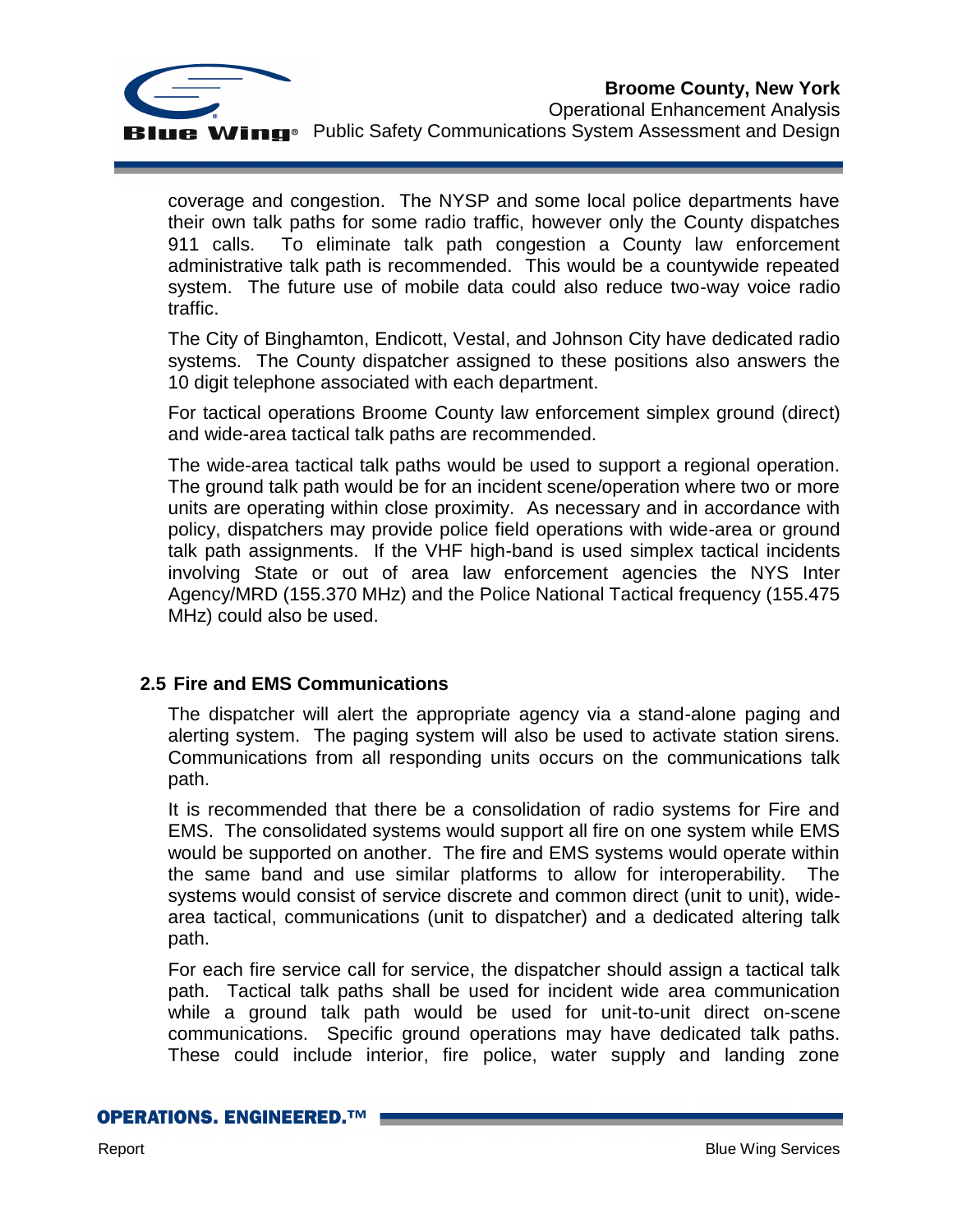coverage and congestion. The NYSP and some local police departments have their own talk paths for some radio traffic, however only the County dispatches 911 calls. To eliminate talk path congestion a County law enforcement administrative talk path is recommended. This would be a countywide repeated system. The future use of mobile data could also reduce two-way voice radio traffic.

The City of Binghamton, Endicott, Vestal, and Johnson City have dedicated radio systems. The County dispatcher assigned to these positions also answers the 10 digit telephone associated with each department.

For tactical operations Broome County law enforcement simplex ground (direct) and wide-area tactical talk paths are recommended.

The wide-area tactical talk paths would be used to support a regional operation. The ground talk path would be for an incident scene/operation where two or more units are operating within close proximity. As necessary and in accordance with policy, dispatchers may provide police field operations with wide-area or ground talk path assignments. If the VHF high-band is used simplex tactical incidents involving State or out of area law enforcement agencies the NYS Inter Agency/MRD (155.370 MHz) and the Police National Tactical frequency (155.475 MHz) could also be used.

## 2.5 Fire and EMS Communications

The dispatcher will alert the appropriate agency via a stand-alone paging and alerting system. The paging system will also be used to activate station sirens. Communications from all responding units occurs on the communications talk path.

It is recommended that there be a consolidation of radio systems for Fire and EMS. The consolidated systems would support all fire on one system while EMS would be supported on another. The fire and EMS systems would operate within the same band and use similar platforms to allow for interoperability. The systems would consist of service discrete and common direct (unit to unit), wide-area tactical, communications (unit to dispatcher) and a dedicated altering talk path.

For each fire service call for service, the dispatcher should assign a tactical talk path. Tactical talk paths shall be used for incident wide area communication while a ground talk path would be used for unit-to-unit direct on-scene communications. Specific ground operations may have dedicated talk paths. These could include interior, fire police, water supply and landing zone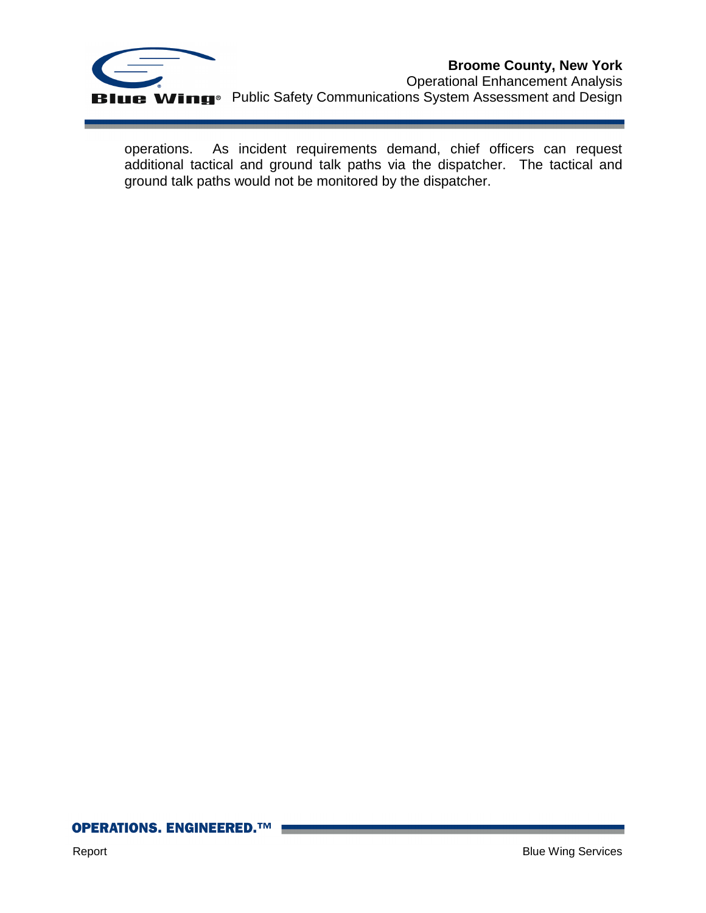operations. As incident requirements demand, chief officers can request additional tactical and ground talk paths via the dispatcher. The tactical and ground talk paths would not be monitored by the dispatcher.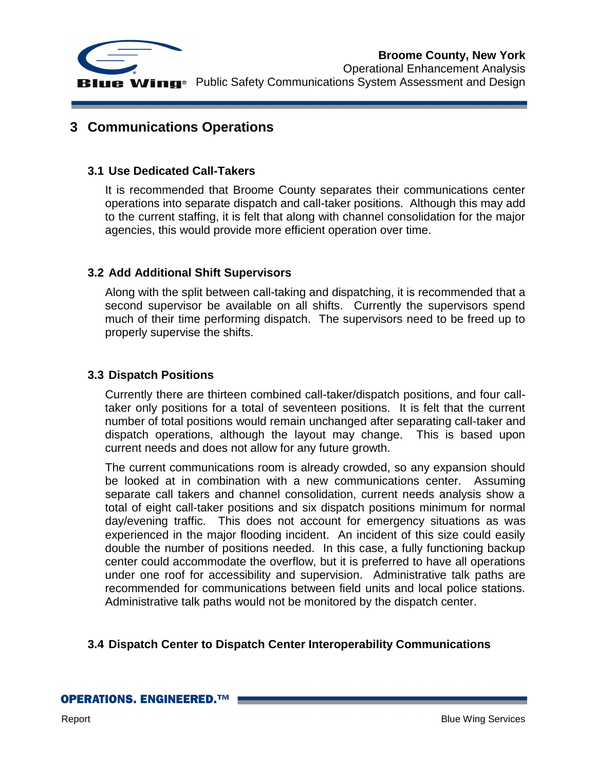# 3 Communications Operations

## 3.1 Use Dedicated Call-Takers

It is recommended that Broome County separates their communications center operations into separate dispatch and call-taker positions. Although this may add to the current staffing, it is felt that along with channel consolidation for the major agencies, this would provide more efficient operation over time.

## 3.2 Add Additional Shift Supervisors

Along with the split between call-taking and dispatching, it is recommended that a second supervisor be available on all shifts. Currently the supervisors spend much of their time performing dispatch. The supervisors need to be freed up to properly supervise the shifts.

## 3.3 Dispatch Positions

Currently there are thirteen combined call-taker/dispatch positions, and four call-taker only positions for a total of seventeen positions. It is felt that the current number of total positions would remain unchanged after separating call-taker and dispatch operations, although the layout may change. This is based upon current needs and does not allow for any future growth.

The current communications room is already crowded, so any expansion should be looked at in combination with a new communications center. Assuming separate call takers and channel consolidation, current needs analysis show a total of eight call-taker positions and six dispatch positions minimum for normal day/evening traffic. This does not account for emergency situations as was experienced in the major flooding incident. An incident of this size could easily double the number of positions needed. In this case, a fully functioning backup center could accommodate the overflow, but it is preferred to have all operations under one roof for accessibility and supervision. Administrative talk paths are recommended for communications between field units and local police stations. Administrative talk paths would not be monitored by the dispatch center.

## 3.4 Dispatch Center to Dispatch Center Interoperability Communications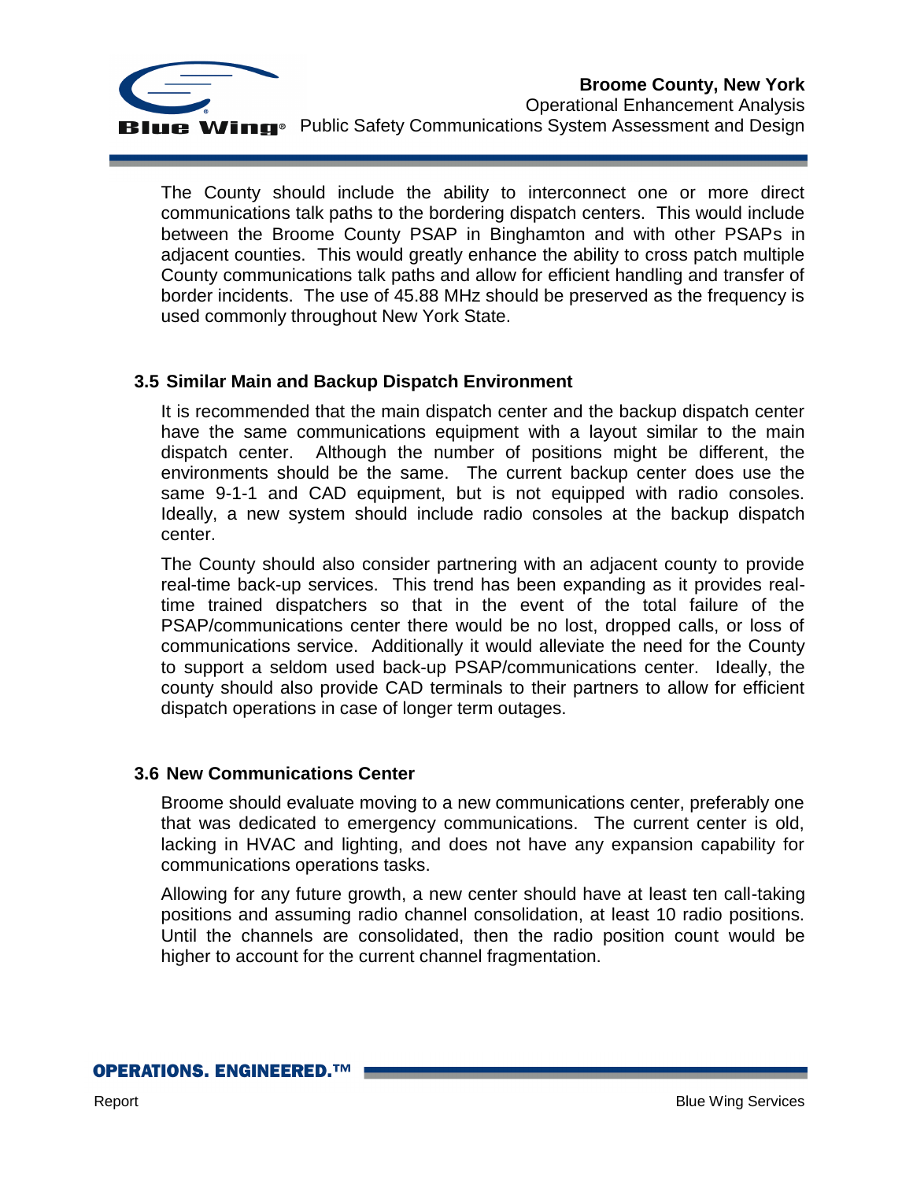The County should include the ability to interconnect one or more direct communications talk paths to the bordering dispatch centers. This would include between the Broome County PSAP in Binghamton and with other PSAPs in adjacent counties. This would greatly enhance the ability to cross patch multiple County communications talk paths and allow for efficient handling and transfer of border incidents. The use of 45.88 MHz should be preserved as the frequency is used commonly throughout New York State.

### 3.5 Similar Main and Backup Dispatch Environment

It is recommended that the main dispatch center and the backup dispatch center have the same communications equipment with a layout similar to the main dispatch center. Although the number of positions might be different, the environments should be the same. The current backup center does use the same 9-1-1 and CAD equipment, but is not equipped with radio consoles. Ideally, a new system should include radio consoles at the backup dispatch center.

The County should also consider partnering with an adjacent county to provide real-time back-up services. This trend has been expanding as it provides real-time trained dispatchers so that in the event of the total failure of the PSAP/communications center there would be no lost, dropped calls, or loss of communications service. Additionally it would alleviate the need for the County to support a seldom used back-up PSAP/communications center. Ideally, the county should also provide CAD terminals to their partners to allow for efficient dispatch operations in case of longer term outages.

### 3.6 New Communications Center

Broome should evaluate moving to a new communications center, preferably one that was dedicated to emergency communications. The current center is old, lacking in HVAC and lighting, and does not have any expansion capability for communications operations tasks.

Allowing for any future growth, a new center should have at least ten call-taking positions and assuming radio channel consolidation, at least 10 radio positions. Until the channels are consolidated, then the radio position count would be higher to account for the current channel fragmentation.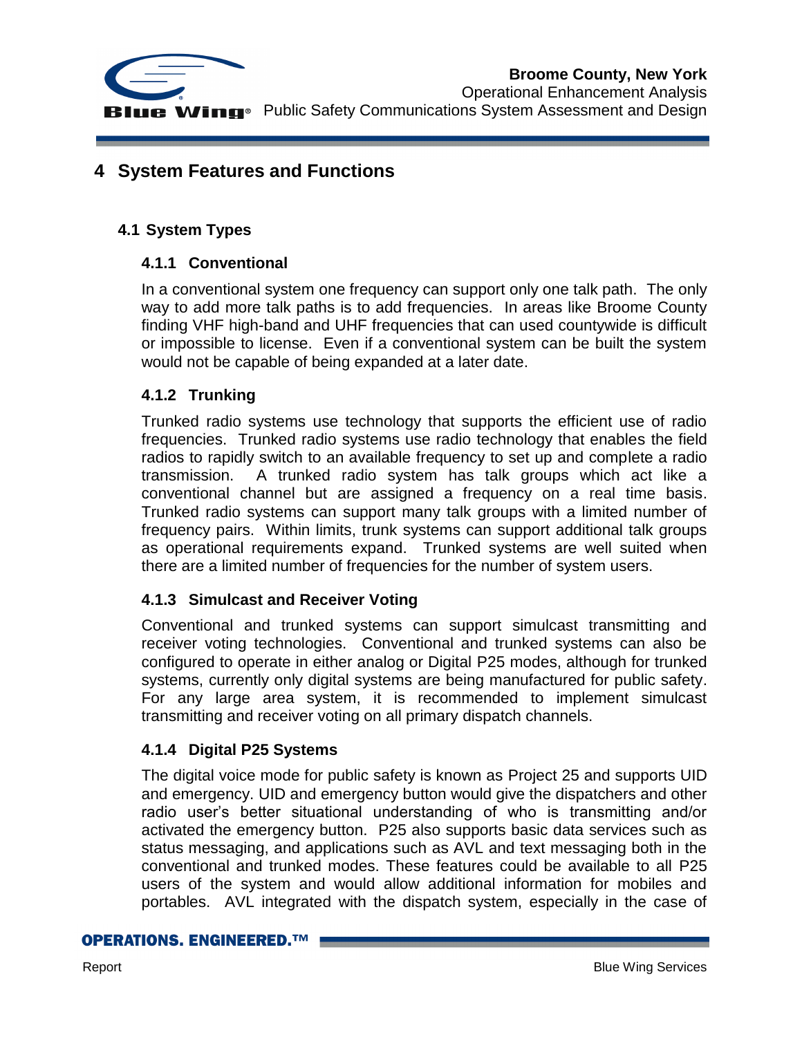# 4 System Features and Functions

## 4.1 System Types

### 4.1.1 Conventional

In a conventional system one frequency can support only one talk path. The only way to add more talk paths is to add frequencies. In areas like Broome County finding VHF high-band and UHF frequencies that can used countywide is difficult or impossible to license. Even if a conventional system can be built the system would not be capable of being expanded at a later date.

### 4.1.2 Trunking

Trunked radio systems use technology that supports the efficient use of radio frequencies. Trunked radio systems use radio technology that enables the field radios to rapidly switch to an available frequency to set up and complete a radio transmission. A trunked radio system has talk groups which act like a conventional channel but are assigned a frequency on a real time basis. Trunked radio systems can support many talk groups with a limited number of frequency pairs. Within limits, trunk systems can support additional talk groups as operational requirements expand. Trunked systems are well suited when there are a limited number of frequencies for the number of system users.

### 4.1.3 Simulcast and Receiver Voting

Conventional and trunked systems can support simulcast transmitting and receiver voting technologies. Conventional and trunked systems can also be configured to operate in either analog or Digital P25 modes, although for trunked systems, currently only digital systems are being manufactured for public safety. For any large area system, it is recommended to implement simulcast transmitting and receiver voting on all primary dispatch channels.

### 4.1.4 Digital P25 Systems

The digital voice mode for public safety is known as Project 25 and supports UID and emergency. UID and emergency button would give the dispatchers and other radio user's better situational understanding of who is transmitting and/or activated the emergency button. P25 also supports basic data services such as status messaging, and applications such as AVL and text messaging both in the conventional and trunked modes. These features could be available to all P25 users of the system and would allow additional information for mobiles and portables. AVL integrated with the dispatch system, especially in the case of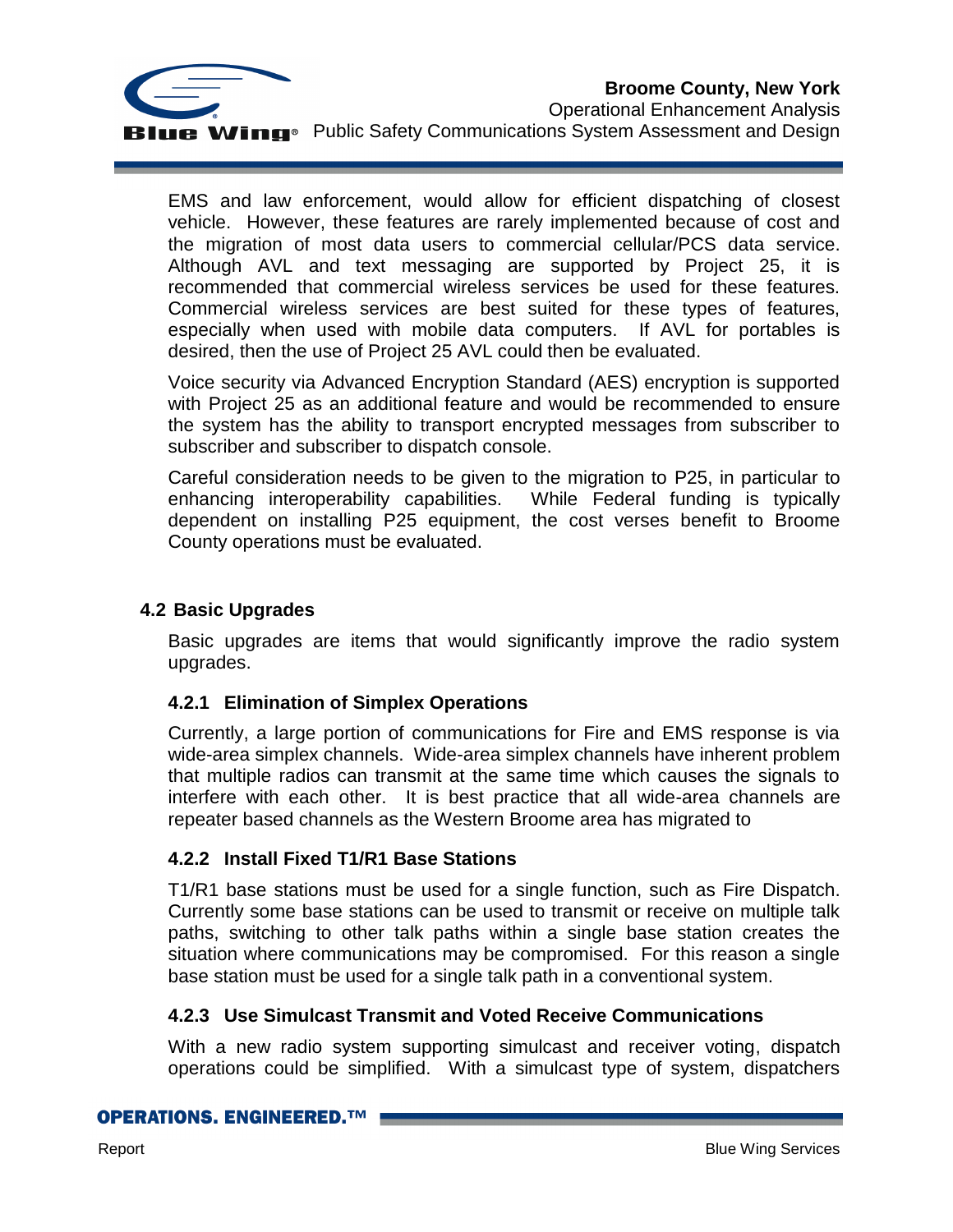EMS and law enforcement, would allow for efficient dispatching of closest vehicle. However, these features are rarely implemented because of cost and the migration of most data users to commercial cellular/PCS data service. Although AVL and text messaging are supported by Project 25, it is recommended that commercial wireless services be used for these features. Commercial wireless services are best suited for these types of features, especially when used with mobile data computers. If AVL for portables is desired, then the use of Project 25 AVL could then be evaluated.

Voice security via Advanced Encryption Standard (AES) encryption is supported with Project 25 as an additional feature and would be recommended to ensure the system has the ability to transport encrypted messages from subscriber to subscriber and subscriber to dispatch console.

Careful consideration needs to be given to the migration to P25, in particular to enhancing interoperability capabilities. While Federal funding is typically dependent on installing P25 equipment, the cost verses benefit to Broome County operations must be evaluated.

## 4.2 Basic Upgrades

Basic upgrades are items that would significantly improve the radio system upgrades.

### 4.2.1 Elimination of Simplex Operations

Currently, a large portion of communications for Fire and EMS response is via wide-area simplex channels. Wide-area simplex channels have inherent problem that multiple radios can transmit at the same time which causes the signals to interfere with each other. It is best practice that all wide-area channels are repeater based channels as the Western Broome area has migrated to

### 4.2.2 Install Fixed T1/R1 Base Stations

T1/R1 base stations must be used for a single function, such as Fire Dispatch. Currently some base stations can be used to transmit or receive on multiple talk paths, switching to other talk paths within a single base station creates the situation where communications may be compromised. For this reason a single base station must be used for a single talk path in a conventional system.

### 4.2.3 Use Simulcast Transmit and Voted Receive Communications

With a new radio system supporting simulcast and receiver voting, dispatch operations could be simplified. With a simulcast type of system, dispatchers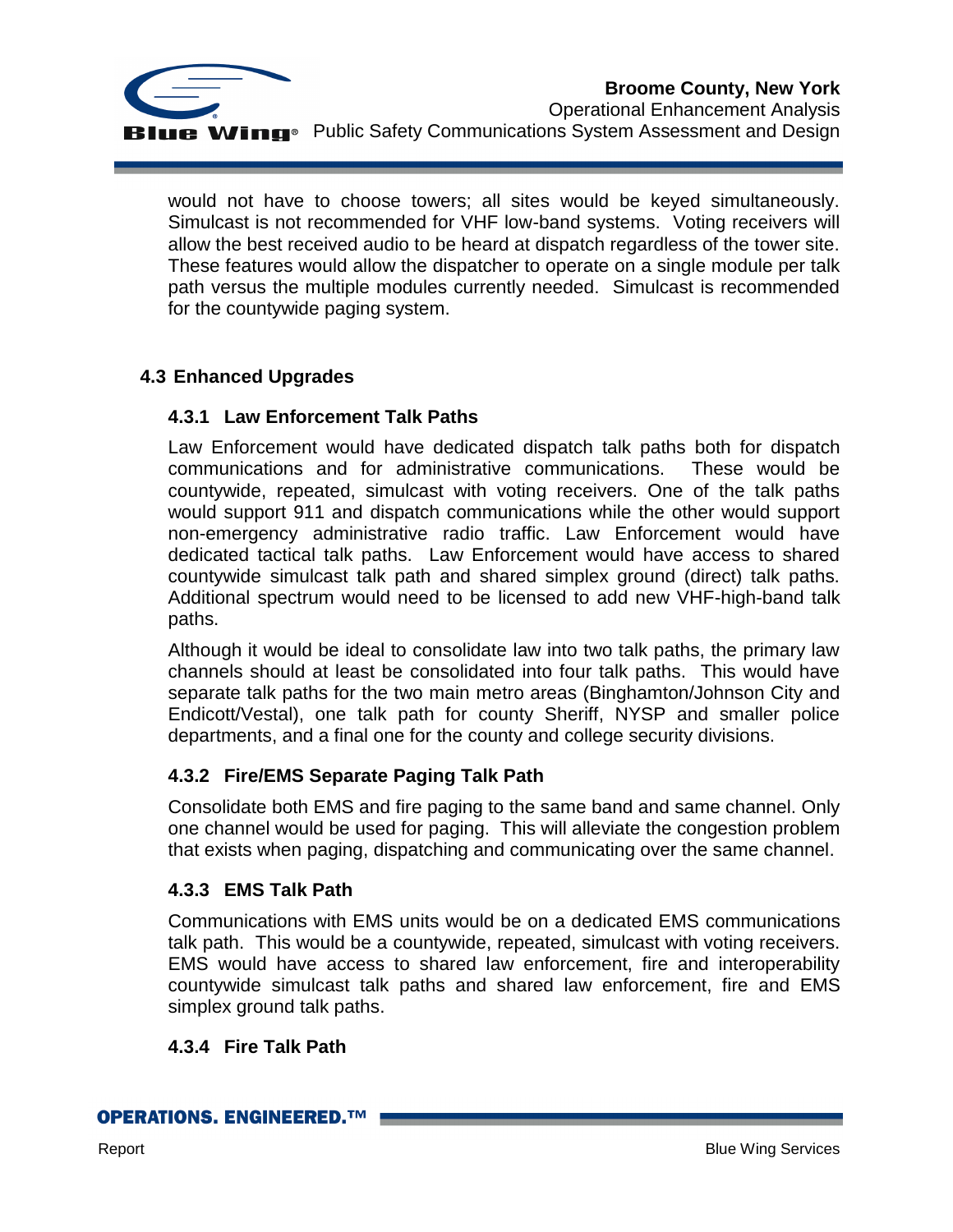would not have to choose towers; all sites would be keyed simultaneously. Simulcast is not recommended for VHF low-band systems. Voting receivers will allow the best received audio to be heard at dispatch regardless of the tower site. These features would allow the dispatcher to operate on a single module per talk path versus the multiple modules currently needed. Simulcast is recommended for the countywide paging system.

## 4.3 Enhanced Upgrades

### 4.3.1 Law Enforcement Talk Paths

Law Enforcement would have dedicated dispatch talk paths both for dispatch communications and for administrative communications. These would be countywide, repeated, simulcast with voting receivers. One of the talk paths would support 911 and dispatch communications while the other would support non-emergency administrative radio traffic. Law Enforcement would have dedicated tactical talk paths. Law Enforcement would have access to shared countywide simulcast talk path and shared simplex ground (direct) talk paths. Additional spectrum would need to be licensed to add new VHF-high-band talk paths.

Although it would be ideal to consolidate law into two talk paths, the primary law channels should at least be consolidated into four talk paths. This would have separate talk paths for the two main metro areas (Binghamton/Johnson City and Endicott/Vestal), one talk path for county Sheriff, NYSP and smaller police departments, and a final one for the county and college security divisions.

### 4.3.2 Fire/EMS Separate Paging Talk Path

Consolidate both EMS and fire paging to the same band and same channel. Only one channel would be used for paging. This will alleviate the congestion problem that exists when paging, dispatching and communicating over the same channel.

### 4.3.3 EMS Talk Path

Communications with EMS units would be on a dedicated EMS communications talk path. This would be a countywide, repeated, simulcast with voting receivers. EMS would have access to shared law enforcement, fire and interoperability countywide simulcast talk paths and shared law enforcement, fire and EMS simplex ground talk paths.

### 4.3.4 Fire Talk Path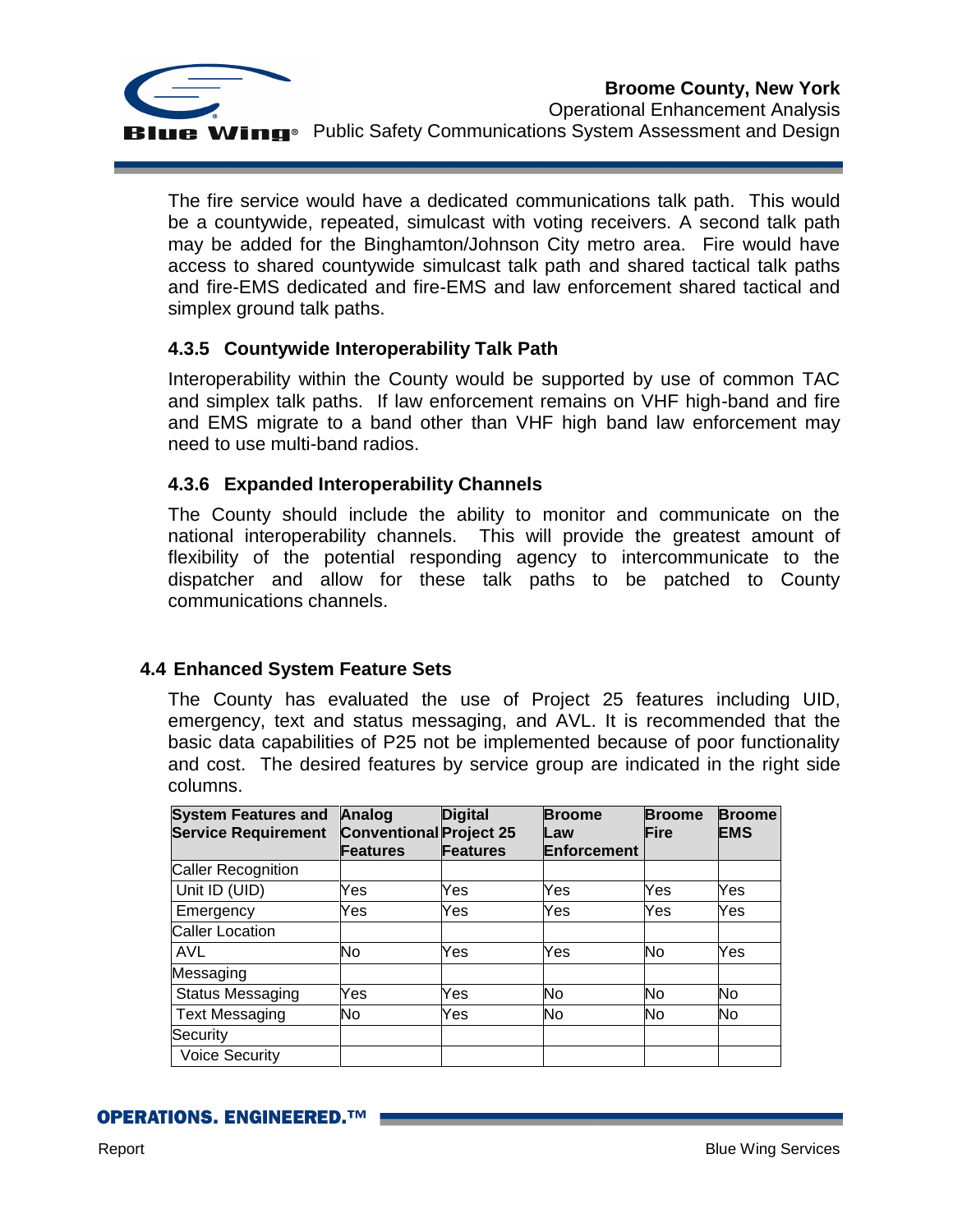The fire service would have a dedicated communications talk path. This would be a countywide, repeated, simulcast with voting receivers. A second talk path may be added for the Binghamton/Johnson City metro area. Fire would have access to shared countywide simulcast talk path and shared tactical talk paths and fire-EMS dedicated and fire-EMS and law enforcement shared tactical and simplex ground talk paths.

### 4.3.5 Countywide Interoperability Talk Path

Interoperability within the County would be supported by use of common TAC and simplex talk paths. If law enforcement remains on VHF high-band and fire and EMS migrate to a band other than VHF high band law enforcement may need to use multi-band radios.

### 4.3.6 Expanded Interoperability Channels

The County should include the ability to monitor and communicate on the national interoperability channels. This will provide the greatest amount of flexibility of the potential responding agency to intercommunicate to the dispatcher and allow for these talk paths to be patched to County communications channels.

## 4.4 Enhanced System Feature Sets

The County has evaluated the use of Project 25 features including UID, emergency, text and status messaging, and AVL. It is recommended that the basic data capabilities of P25 not be implemented because of poor functionality and cost. The desired features by service group are indicated in the right side columns.

| System Features and Service Requirement | Analog Conventional Features | Digital Project 25 Features | Broome Law Enforcement | Broome Fire | Broome EMS |
|---|---|---|---|---|---|
| Caller Recognition | | | | | |
| Unit ID (UID) | Yes | Yes | Yes | Yes | Yes |
| Emergency | Yes | Yes | Yes | Yes | Yes |
| Caller Location | | | | | |
| AVL | No | Yes | Yes | No | Yes |
| Messaging | | | | | |
| Status Messaging | Yes | Yes | No | No | No |
| Text Messaging | No | Yes | No | No | No |
| Security | | | | | |
| Voice Security | | | | | |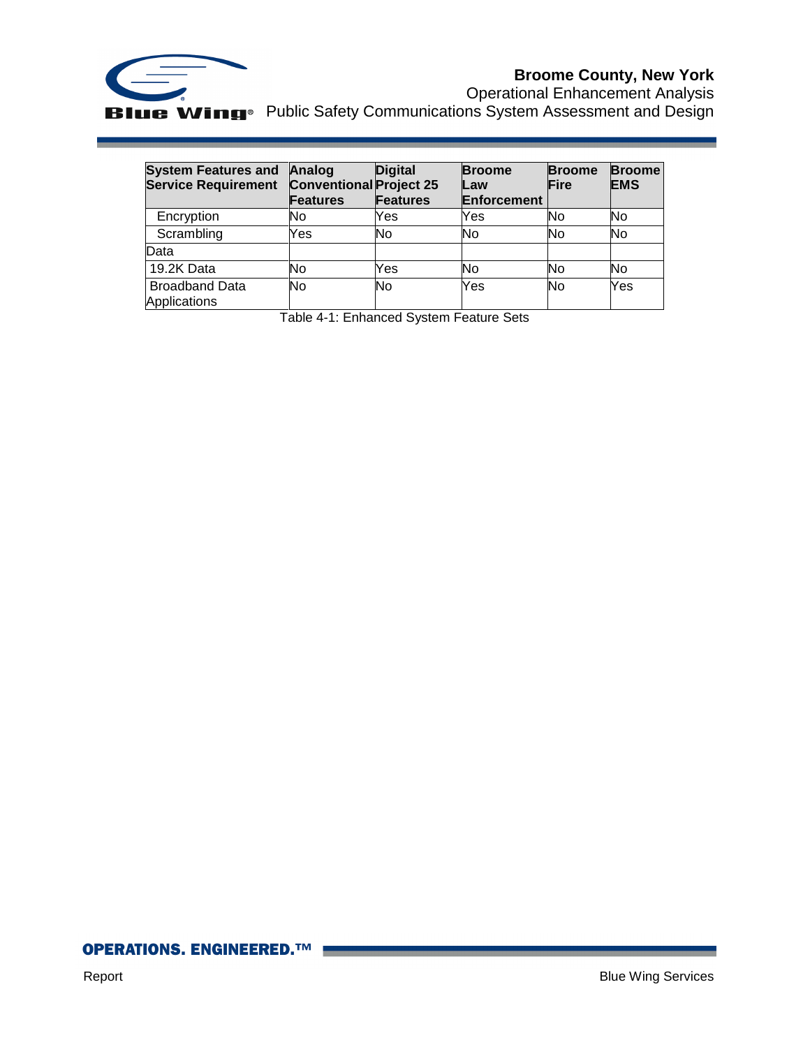| System Features and Service Requirement | Analog Conventional Features | Digital Project 25 Features | Broome Law Enforcement | Broome Fire | Broome EMS |
|---|---|---|---|---|---|
| Encryption | No | Yes | Yes | No | No |
| Scrambling | Yes | No | No | No | No |
| Data | | | | | |
| 19.2K Data | No | Yes | No | No | No |
| Broadband Data Applications | No | No | Yes | No | Yes |

Table 4-1: Enhanced System Feature Sets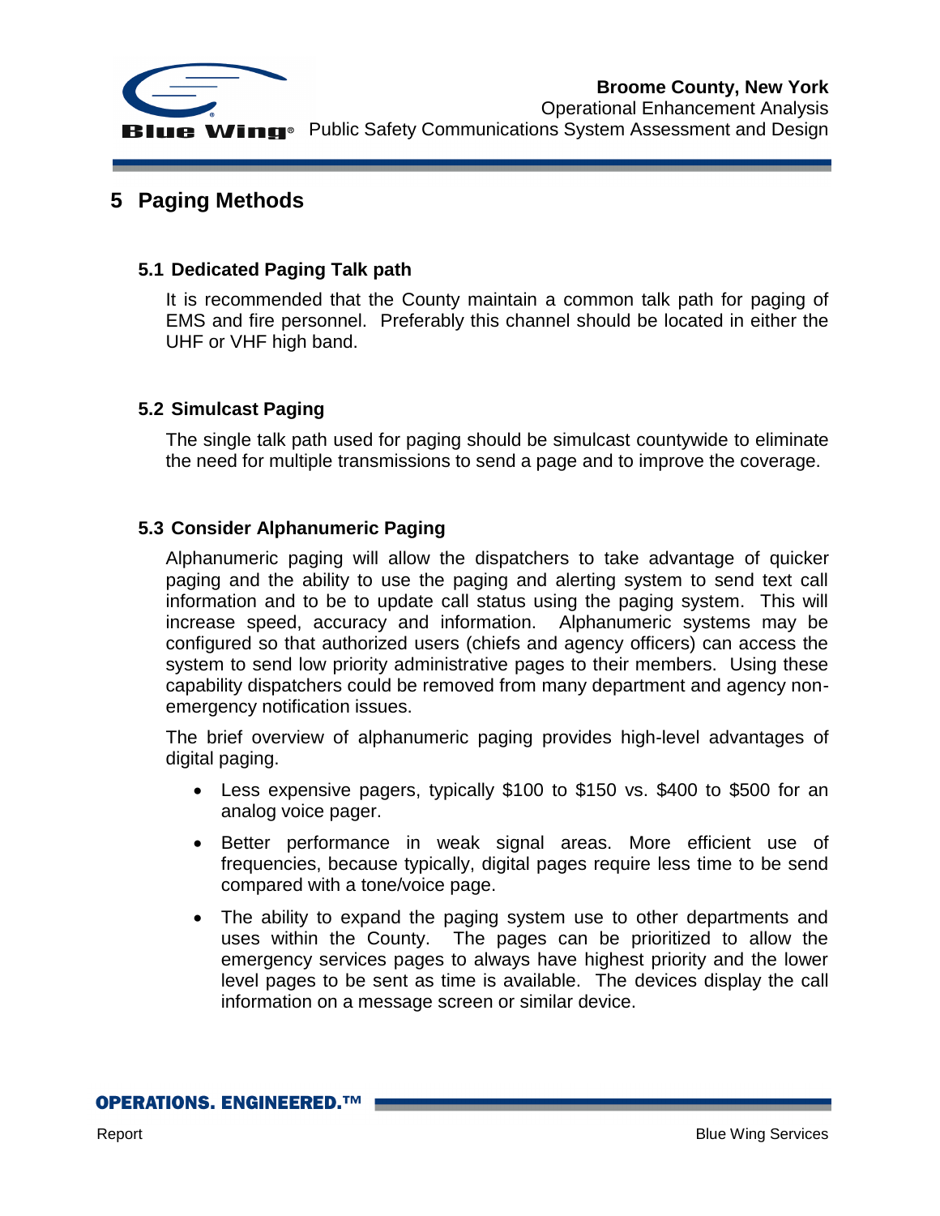# 5 Paging Methods

## 5.1 Dedicated Paging Talk path

It is recommended that the County maintain a common talk path for paging of EMS and fire personnel. Preferably this channel should be located in either the UHF or VHF high band.

## 5.2 Simulcast Paging

The single talk path used for paging should be simulcast countywide to eliminate the need for multiple transmissions to send a page and to improve the coverage.

## 5.3 Consider Alphanumeric Paging

Alphanumeric paging will allow the dispatchers to take advantage of quicker paging and the ability to use the paging and alerting system to send text call information and to be to update call status using the paging system. This will increase speed, accuracy and information. Alphanumeric systems may be configured so that authorized users (chiefs and agency officers) can access the system to send low priority administrative pages to their members. Using these capability dispatchers could be removed from many department and agency non-emergency notification issues.

The brief overview of alphanumeric paging provides high-level advantages of digital paging.

- Less expensive pagers, typically $100 to $150 vs. $400 to $500 for an analog voice pager.
- Better performance in weak signal areas. More efficient use of frequencies, because typically, digital pages require less time to be send compared with a tone/voice page.
- The ability to expand the paging system use to other departments and uses within the County. The pages can be prioritized to allow the emergency services pages to always have highest priority and the lower level pages to be sent as time is available. The devices display the call information on a message screen or similar device.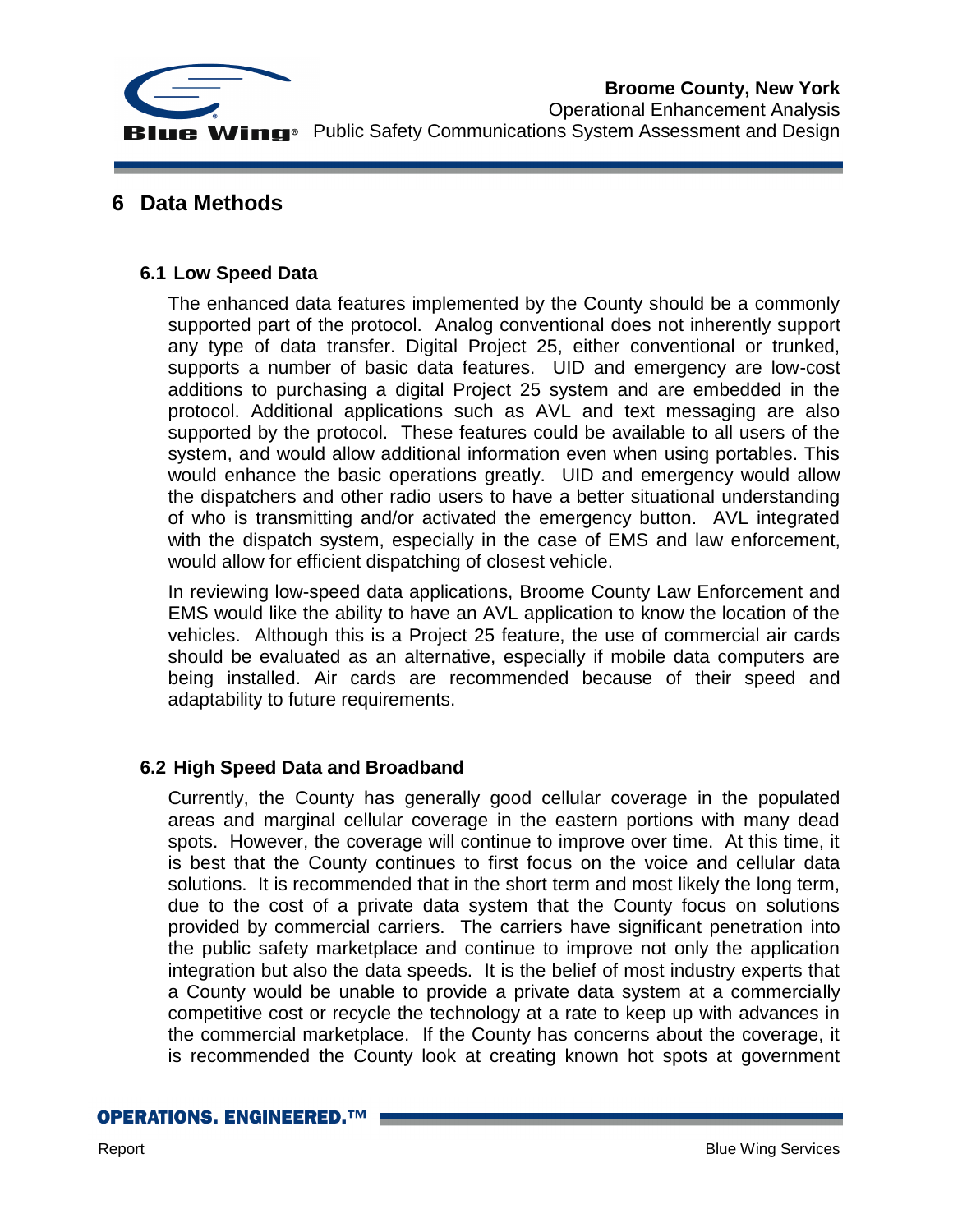# 6 Data Methods

## 6.1 Low Speed Data

The enhanced data features implemented by the County should be a commonly supported part of the protocol. Analog conventional does not inherently support any type of data transfer. Digital Project 25, either conventional or trunked, supports a number of basic data features. UID and emergency are low-cost additions to purchasing a digital Project 25 system and are embedded in the protocol. Additional applications such as AVL and text messaging are also supported by the protocol. These features could be available to all users of the system, and would allow additional information even when using portables. This would enhance the basic operations greatly. UID and emergency would allow the dispatchers and other radio users to have a better situational understanding of who is transmitting and/or activated the emergency button. AVL integrated with the dispatch system, especially in the case of EMS and law enforcement, would allow for efficient dispatching of closest vehicle.

In reviewing low-speed data applications, Broome County Law Enforcement and EMS would like the ability to have an AVL application to know the location of the vehicles. Although this is a Project 25 feature, the use of commercial air cards should be evaluated as an alternative, especially if mobile data computers are being installed. Air cards are recommended because of their speed and adaptability to future requirements.

## 6.2 High Speed Data and Broadband

Currently, the County has generally good cellular coverage in the populated areas and marginal cellular coverage in the eastern portions with many dead spots. However, the coverage will continue to improve over time. At this time, it is best that the County continues to first focus on the voice and cellular data solutions. It is recommended that in the short term and most likely the long term, due to the cost of a private data system that the County focus on solutions provided by commercial carriers. The carriers have significant penetration into the public safety marketplace and continue to improve not only the application integration but also the data speeds. It is the belief of most industry experts that a County would be unable to provide a private data system at a commercially competitive cost or recycle the technology at a rate to keep up with advances in the commercial marketplace. If the County has concerns about the coverage, it is recommended the County look at creating known hot spots at government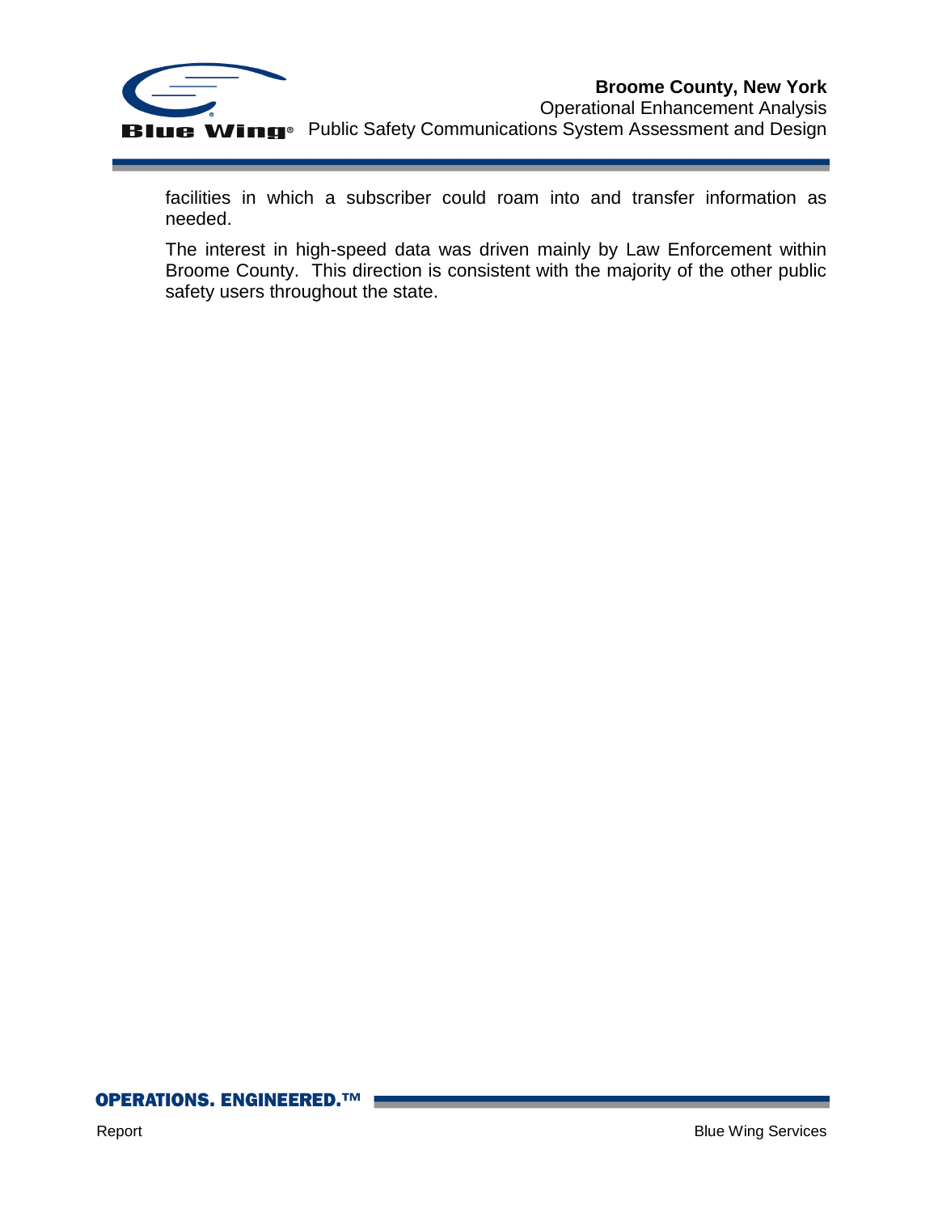facilities in which a subscriber could roam into and transfer information as needed.

The interest in high-speed data was driven mainly by Law Enforcement within Broome County.  This direction is consistent with the majority of the other public safety users throughout the state.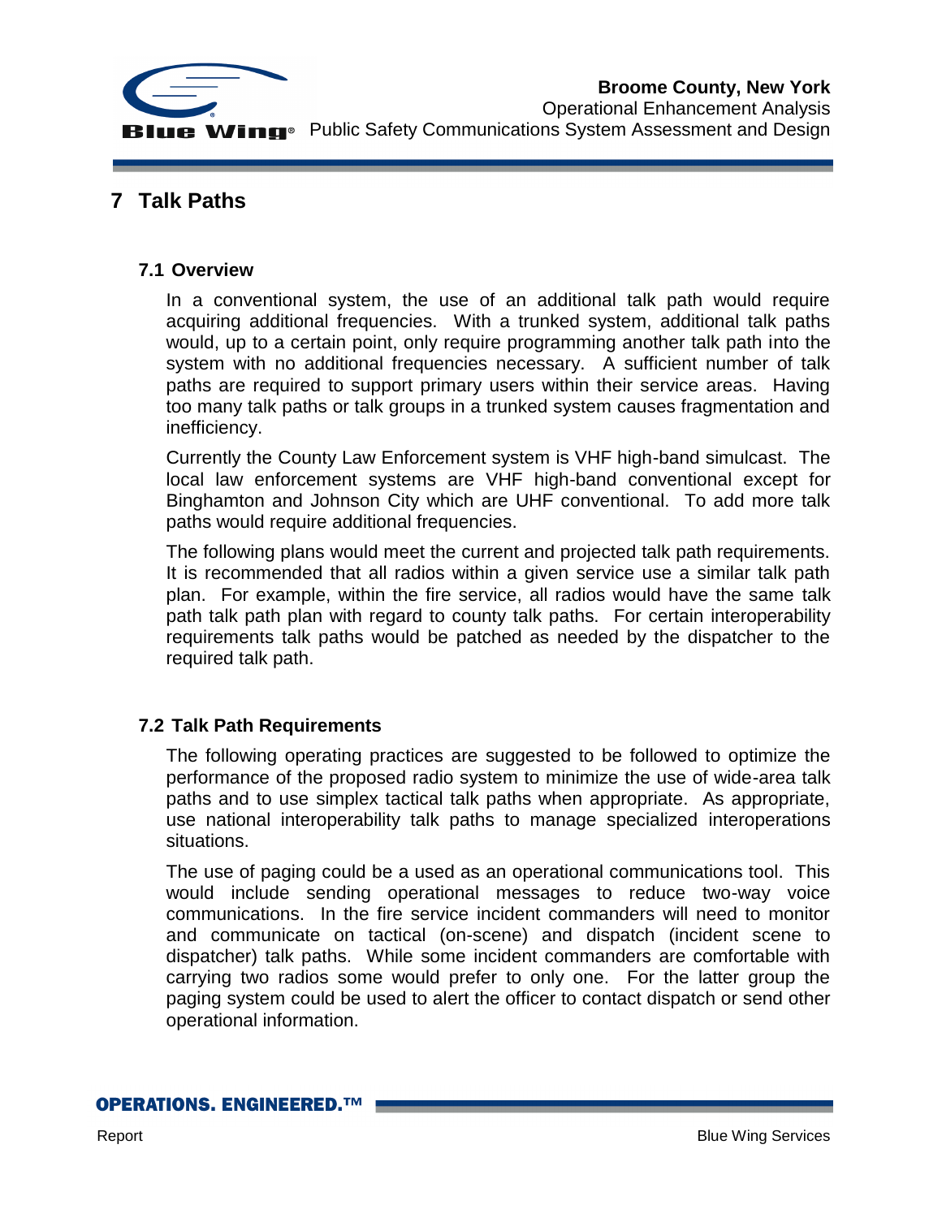# 7 Talk Paths

## 7.1 Overview

In a conventional system, the use of an additional talk path would require acquiring additional frequencies. With a trunked system, additional talk paths would, up to a certain point, only require programming another talk path into the system with no additional frequencies necessary. A sufficient number of talk paths are required to support primary users within their service areas. Having too many talk paths or talk groups in a trunked system causes fragmentation and inefficiency.

Currently the County Law Enforcement system is VHF high-band simulcast. The local law enforcement systems are VHF high-band conventional except for Binghamton and Johnson City which are UHF conventional. To add more talk paths would require additional frequencies.

The following plans would meet the current and projected talk path requirements. It is recommended that all radios within a given service use a similar talk path plan. For example, within the fire service, all radios would have the same talk path talk path plan with regard to county talk paths. For certain interoperability requirements talk paths would be patched as needed by the dispatcher to the required talk path.

## 7.2 Talk Path Requirements

The following operating practices are suggested to be followed to optimize the performance of the proposed radio system to minimize the use of wide-area talk paths and to use simplex tactical talk paths when appropriate. As appropriate, use national interoperability talk paths to manage specialized interoperations situations.

The use of paging could be a used as an operational communications tool. This would include sending operational messages to reduce two-way voice communications. In the fire service incident commanders will need to monitor and communicate on tactical (on-scene) and dispatch (incident scene to dispatcher) talk paths. While some incident commanders are comfortable with carrying two radios some would prefer to only one. For the latter group the paging system could be used to alert the officer to contact dispatch or send other operational information.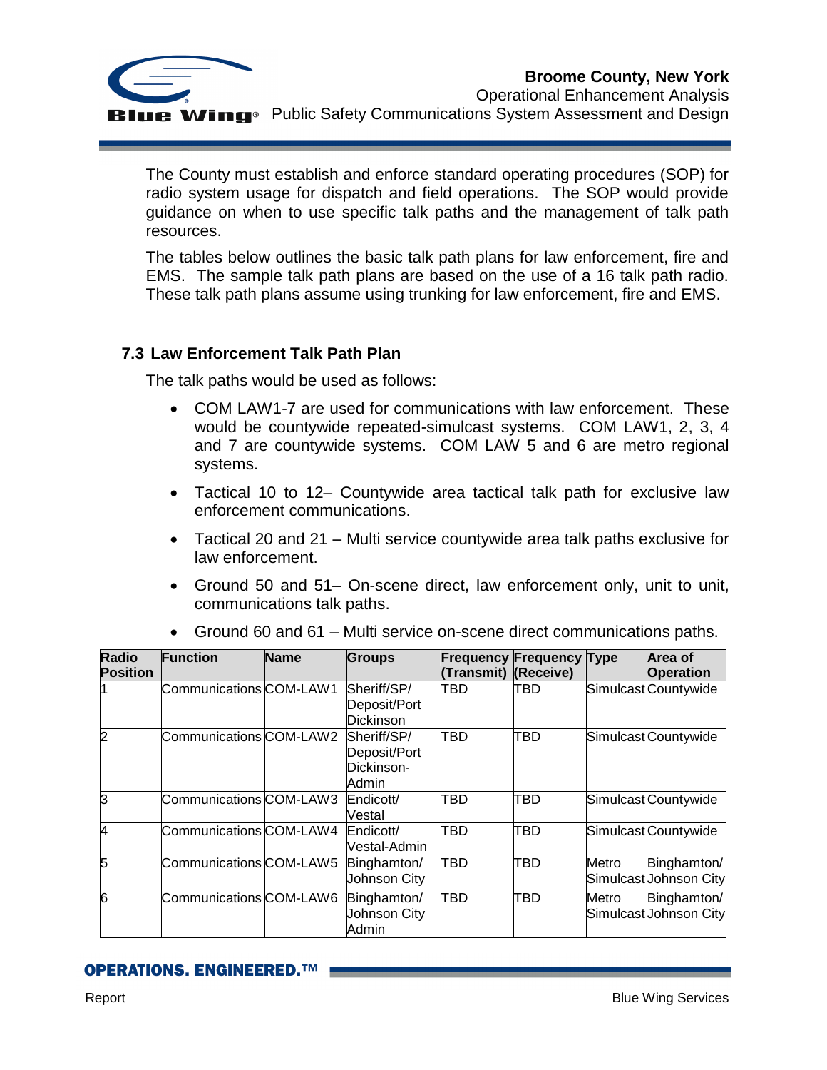The County must establish and enforce standard operating procedures (SOP) for radio system usage for dispatch and field operations. The SOP would provide guidance on when to use specific talk paths and the management of talk path resources.

The tables below outlines the basic talk path plans for law enforcement, fire and EMS. The sample talk path plans are based on the use of a 16 talk path radio. These talk path plans assume using trunking for law enforcement, fire and EMS.

## 7.3 Law Enforcement Talk Path Plan

The talk paths would be used as follows:

- COM LAW1-7 are used for communications with law enforcement. These would be countywide repeated-simulcast systems. COM LAW1, 2, 3, 4 and 7 are countywide systems. COM LAW 5 and 6 are metro regional systems.
- Tactical 10 to 12– Countywide area tactical talk path for exclusive law enforcement communications.
- Tactical 20 and 21 – Multi service countywide area talk paths exclusive for law enforcement.
- Ground 50 and 51– On-scene direct, law enforcement only, unit to unit, communications talk paths.
- Ground 60 and 61 – Multi service on-scene direct communications paths.

| Radio Position | Function | Name | Groups | Frequency (Transmit) | Frequency (Receive) | Type | Area of Operation |
|---|---|---|---|---|---|---|---|
| 1 | Communications | COM-LAW1 | Sheriff/SP/ Deposit/Port Dickinson | TBD | TBD | Simulcast | Countywide |
| 2 | Communications | COM-LAW2 | Sheriff/SP/ Deposit/Port Dickinson-Admin | TBD | TBD | Simulcast | Countywide |
| 3 | Communications | COM-LAW3 | Endicott/ Vestal | TBD | TBD | Simulcast | Countywide |
| 4 | Communications | COM-LAW4 | Endicott/ Vestal-Admin | TBD | TBD | Simulcast | Countywide |
| 5 | Communications | COM-LAW5 | Binghamton/ Johnson City | TBD | TBD | Metro Simulcast | Binghamton/ Johnson City |
| 6 | Communications | COM-LAW6 | Binghamton/ Johnson City Admin | TBD | TBD | Metro Simulcast | Binghamton/ Johnson City |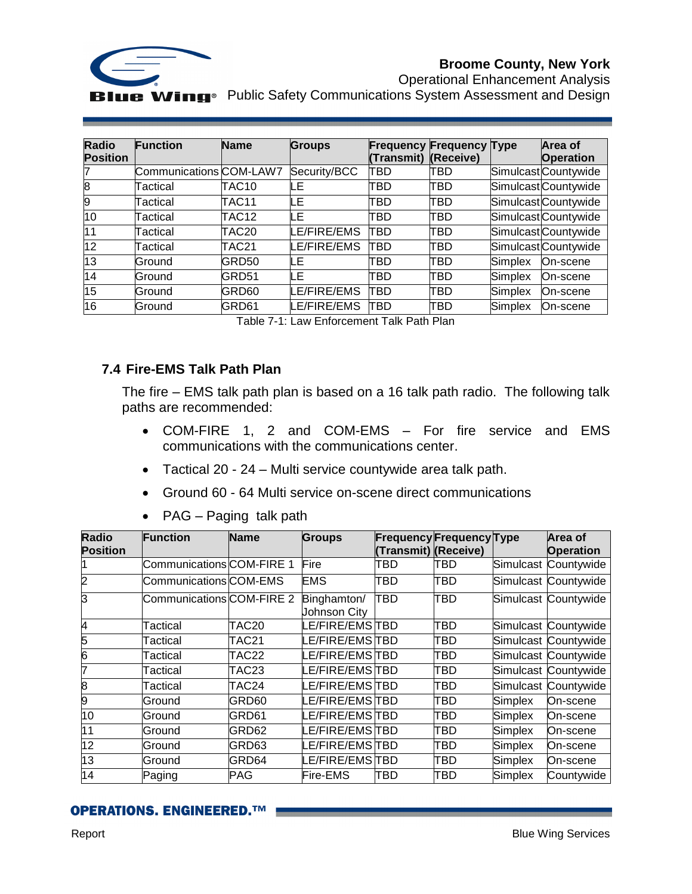| Radio Position | Function | Name | Groups | Frequency (Transmit) | Frequency (Receive) | Type | Area of Operation |
|---|---|---|---|---|---|---|---|
| 7 | Communications | COM-LAW7 | Security/BCC | TBD | TBD | Simulcast | Countywide |
| 8 | Tactical | TAC10 | LE | TBD | TBD | Simulcast | Countywide |
| 9 | Tactical | TAC11 | LE | TBD | TBD | Simulcast | Countywide |
| 10 | Tactical | TAC12 | LE | TBD | TBD | Simulcast | Countywide |
| 11 | Tactical | TAC20 | LE/FIRE/EMS | TBD | TBD | Simulcast | Countywide |
| 12 | Tactical | TAC21 | LE/FIRE/EMS | TBD | TBD | Simulcast | Countywide |
| 13 | Ground | GRD50 | LE | TBD | TBD | Simplex | On-scene |
| 14 | Ground | GRD51 | LE | TBD | TBD | Simplex | On-scene |
| 15 | Ground | GRD60 | LE/FIRE/EMS | TBD | TBD | Simplex | On-scene |
| 16 | Ground | GRD61 | LE/FIRE/EMS | TBD | TBD | Simplex | On-scene |

Table 7-1: Law Enforcement Talk Path Plan

## 7.4 Fire-EMS Talk Path Plan

The fire – EMS talk path plan is based on a 16 talk path radio. The following talk paths are recommended:

- COM-FIRE 1, 2 and COM-EMS – For fire service and EMS communications with the communications center.
- Tactical 20 - 24 – Multi service countywide area talk path.
- Ground 60 - 64 Multi service on-scene direct communications
- PAG – Paging talk path

| Radio Position | Function | Name | Groups | Frequency (Transmit) | Frequency (Receive) | Type | Area of Operation |
|---|---|---|---|---|---|---|---|
| 1 | Communications | COM-FIRE 1 | Fire | TBD | TBD | Simulcast | Countywide |
| 2 | Communications | COM-EMS | EMS | TBD | TBD | Simulcast | Countywide |
| 3 | Communications | COM-FIRE 2 | Binghamton/ Johnson City | TBD | TBD | Simulcast | Countywide |
| 4 | Tactical | TAC20 | LE/FIRE/EMS | TBD | TBD | Simulcast | Countywide |
| 5 | Tactical | TAC21 | LE/FIRE/EMS | TBD | TBD | Simulcast | Countywide |
| 6 | Tactical | TAC22 | LE/FIRE/EMS | TBD | TBD | Simulcast | Countywide |
| 7 | Tactical | TAC23 | LE/FIRE/EMS | TBD | TBD | Simulcast | Countywide |
| 8 | Tactical | TAC24 | LE/FIRE/EMS | TBD | TBD | Simulcast | Countywide |
| 9 | Ground | GRD60 | LE/FIRE/EMS | TBD | TBD | Simplex | On-scene |
| 10 | Ground | GRD61 | LE/FIRE/EMS | TBD | TBD | Simplex | On-scene |
| 11 | Ground | GRD62 | LE/FIRE/EMS | TBD | TBD | Simplex | On-scene |
| 12 | Ground | GRD63 | LE/FIRE/EMS | TBD | TBD | Simplex | On-scene |
| 13 | Ground | GRD64 | LE/FIRE/EMS | TBD | TBD | Simplex | On-scene |
| 14 | Paging | PAG | Fire-EMS | TBD | TBD | Simplex | Countywide |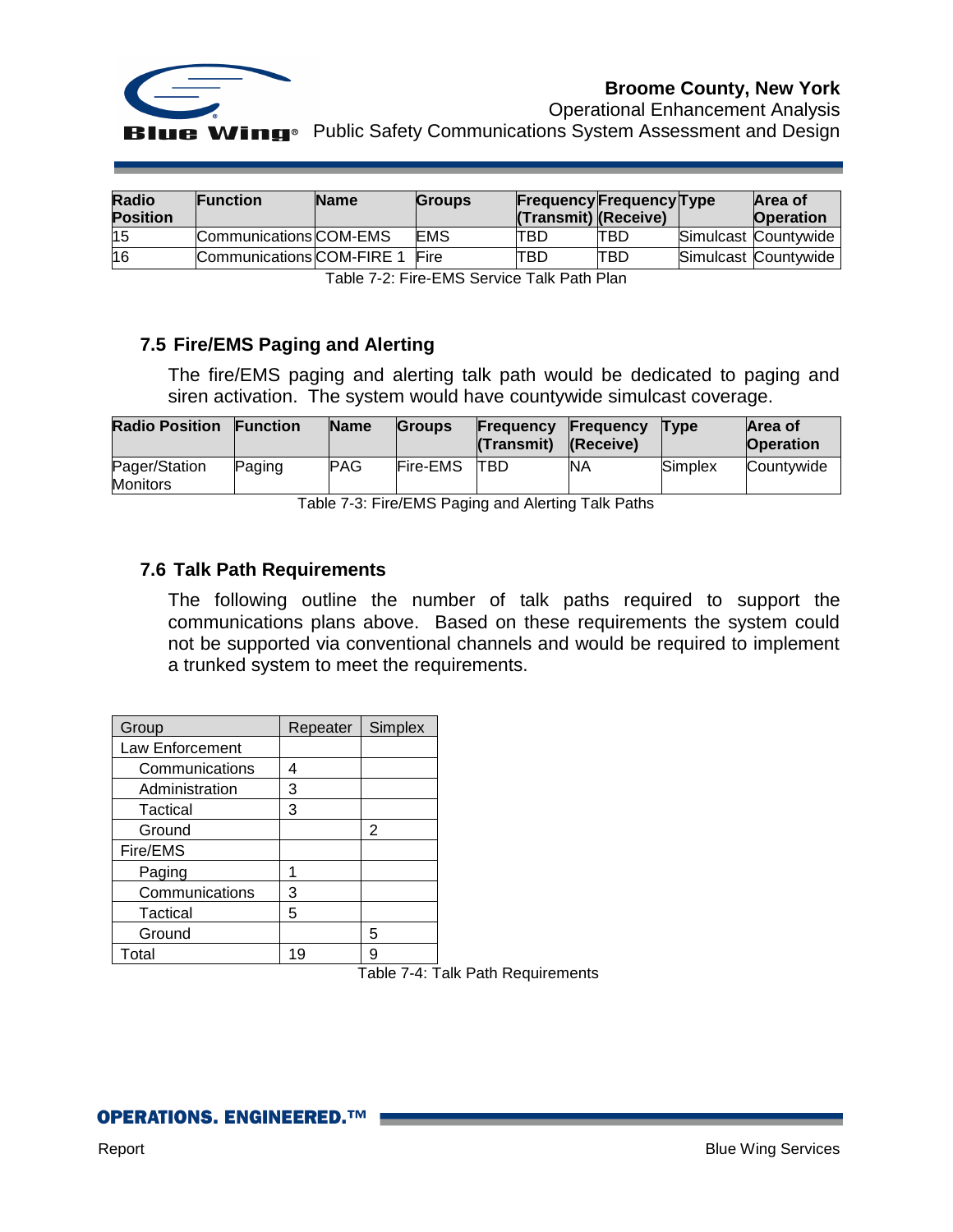| Radio Position | Function | Name | Groups | Frequency (Transmit) | Frequency (Receive) | Type | Area of Operation |
|---|---|---|---|---|---|---|---|
| 15 | Communications | COM-EMS | EMS | TBD | TBD | Simulcast | Countywide |
| 16 | Communications | COM-FIRE 1 | Fire | TBD | TBD | Simulcast | Countywide |

Table 7-2: Fire-EMS Service Talk Path Plan

### 7.5 Fire/EMS Paging and Alerting

The fire/EMS paging and alerting talk path would be dedicated to paging and siren activation. The system would have countywide simulcast coverage.

| Radio Position | Function | Name | Groups | Frequency (Transmit) | Frequency (Receive) | Type | Area of Operation |
|---|---|---|---|---|---|---|---|
| Pager/Station Monitors | Paging | PAG | Fire-EMS | TBD | NA | Simplex | Countywide |

Table 7-3: Fire/EMS Paging and Alerting Talk Paths

### 7.6 Talk Path Requirements

The following outline the number of talk paths required to support the communications plans above. Based on these requirements the system could not be supported via conventional channels and would be required to implement a trunked system to meet the requirements.

| Group | Repeater | Simplex |
|---|---|---|
| Law Enforcement | | |
| Communications | 4 | |
| Administration | 3 | |
| Tactical | 3 | |
| Ground | | 2 |
| Fire/EMS | | |
| Paging | 1 | |
| Communications | 3 | |
| Tactical | 5 | |
| Ground | | 5 |
| Total | 19 | 9 |

Table 7-4: Talk Path Requirements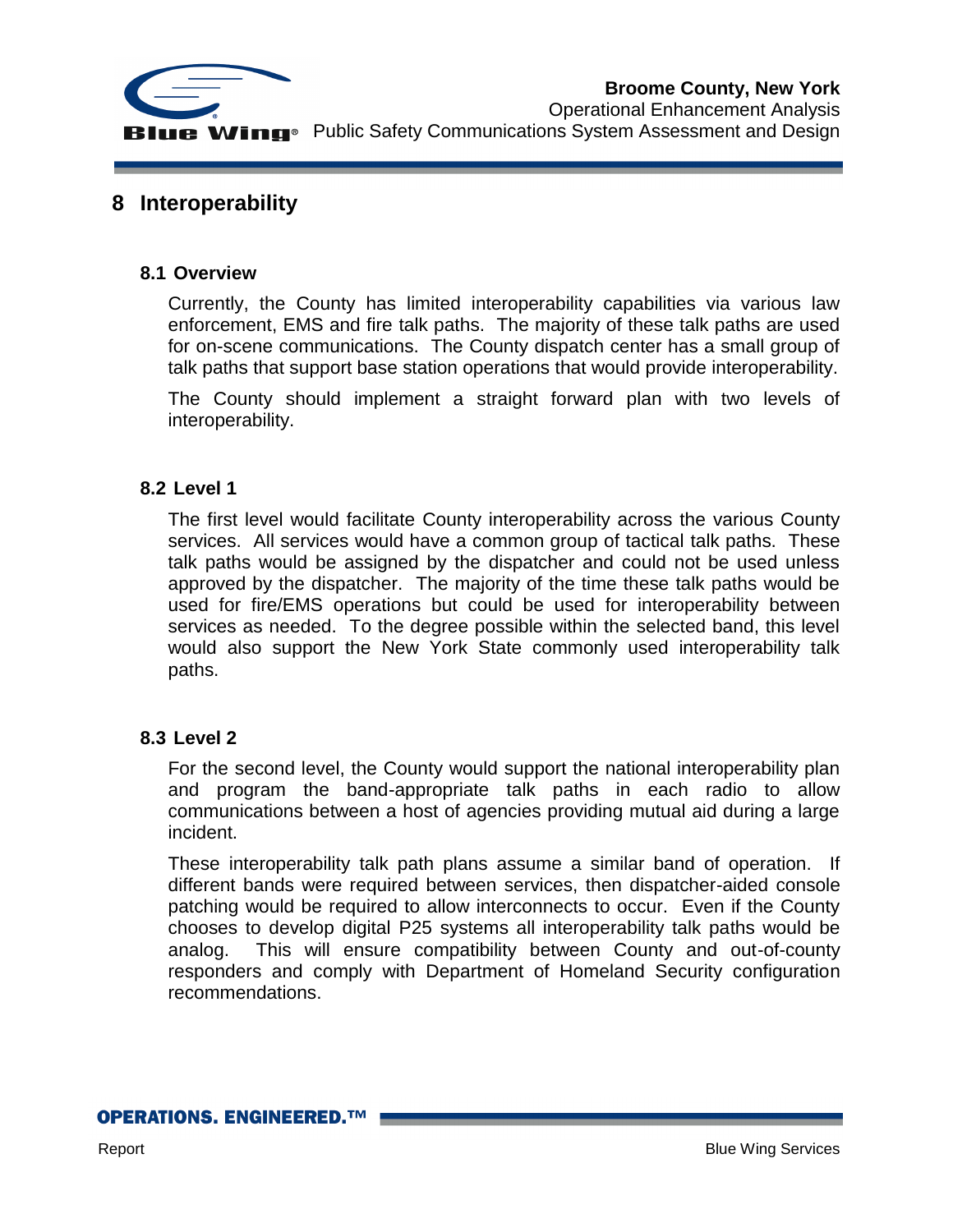# 8 Interoperability

## 8.1 Overview

Currently, the County has limited interoperability capabilities via various law enforcement, EMS and fire talk paths. The majority of these talk paths are used for on-scene communications. The County dispatch center has a small group of talk paths that support base station operations that would provide interoperability.

The County should implement a straight forward plan with two levels of interoperability.

## 8.2 Level 1

The first level would facilitate County interoperability across the various County services. All services would have a common group of tactical talk paths. These talk paths would be assigned by the dispatcher and could not be used unless approved by the dispatcher. The majority of the time these talk paths would be used for fire/EMS operations but could be used for interoperability between services as needed. To the degree possible within the selected band, this level would also support the New York State commonly used interoperability talk paths.

## 8.3 Level 2

For the second level, the County would support the national interoperability plan and program the band-appropriate talk paths in each radio to allow communications between a host of agencies providing mutual aid during a large incident.

These interoperability talk path plans assume a similar band of operation. If different bands were required between services, then dispatcher-aided console patching would be required to allow interconnects to occur. Even if the County chooses to develop digital P25 systems all interoperability talk paths would be analog. This will ensure compatibility between County and out-of-county responders and comply with Department of Homeland Security configuration recommendations.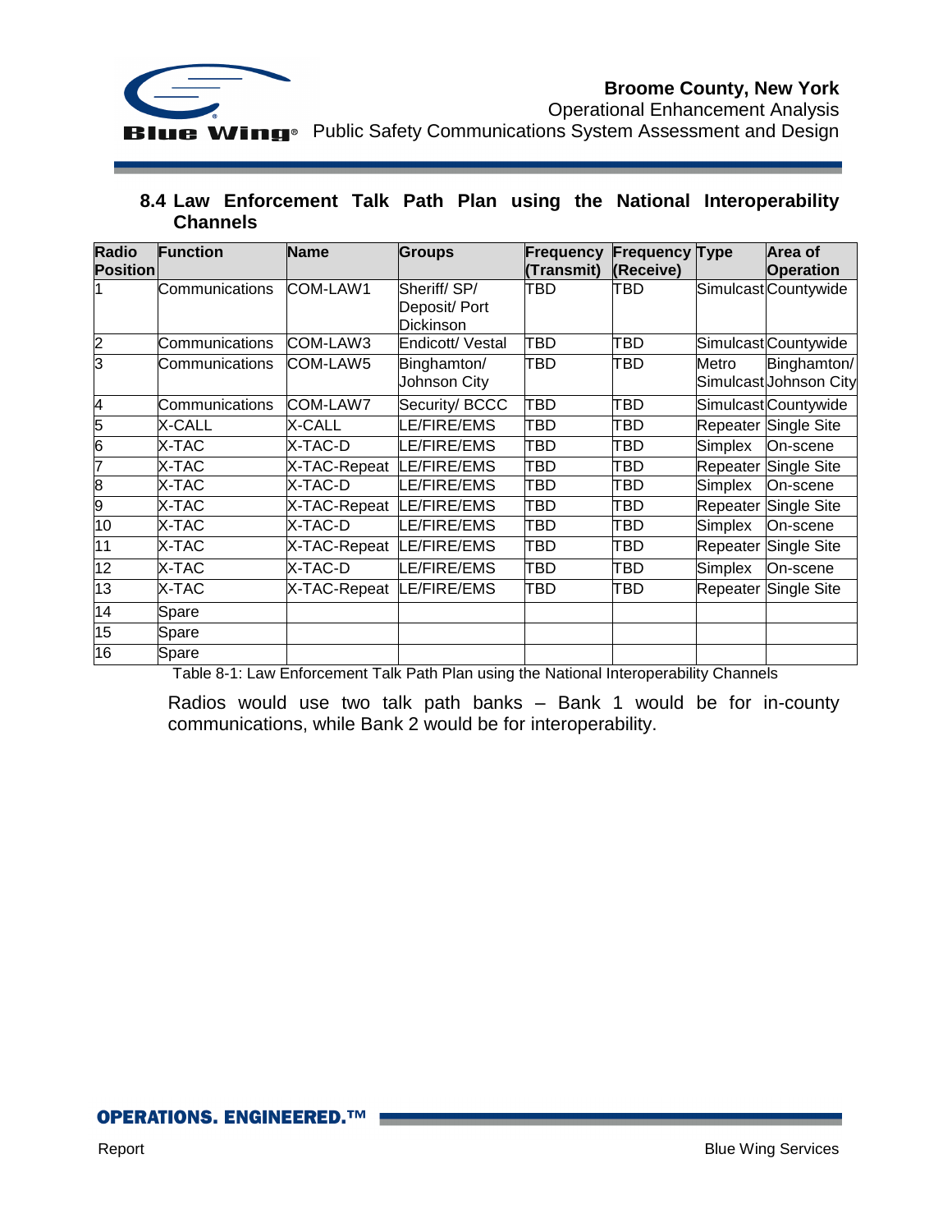## 8.4 Law Enforcement Talk Path Plan using the National Interoperability Channels

| Radio Position | Function | Name | Groups | Frequency (Transmit) | Frequency (Receive) | Type | Area of Operation |
|---|---|---|---|---|---|---|---|
| 1 | Communications | COM-LAW1 | Sheriff/ SP/ Deposit/ Port Dickinson | TBD | TBD | Simulcast | Countywide |
| 2 | Communications | COM-LAW3 | Endicott/ Vestal | TBD | TBD | Simulcast | Countywide |
| 3 | Communications | COM-LAW5 | Binghamton/ Johnson City | TBD | TBD | Metro Simulcast | Binghamton/ Johnson City |
| 4 | Communications | COM-LAW7 | Security/ BCCC | TBD | TBD | Simulcast | Countywide |
| 5 | X-CALL | X-CALL | LE/FIRE/EMS | TBD | TBD | Repeater | Single Site |
| 6 | X-TAC | X-TAC-D | LE/FIRE/EMS | TBD | TBD | Simplex | On-scene |
| 7 | X-TAC | X-TAC-Repeat | LE/FIRE/EMS | TBD | TBD | Repeater | Single Site |
| 8 | X-TAC | X-TAC-D | LE/FIRE/EMS | TBD | TBD | Simplex | On-scene |
| 9 | X-TAC | X-TAC-Repeat | LE/FIRE/EMS | TBD | TBD | Repeater | Single Site |
| 10 | X-TAC | X-TAC-D | LE/FIRE/EMS | TBD | TBD | Simplex | On-scene |
| 11 | X-TAC | X-TAC-Repeat | LE/FIRE/EMS | TBD | TBD | Repeater | Single Site |
| 12 | X-TAC | X-TAC-D | LE/FIRE/EMS | TBD | TBD | Simplex | On-scene |
| 13 | X-TAC | X-TAC-Repeat | LE/FIRE/EMS | TBD | TBD | Repeater | Single Site |
| 14 | Spare | | | | | | |
| 15 | Spare | | | | | | |
| 16 | Spare | | | | | | |

Table 8-1: Law Enforcement Talk Path Plan using the National Interoperability Channels

Radios would use two talk path banks – Bank 1 would be for in-county communications, while Bank 2 would be for interoperability.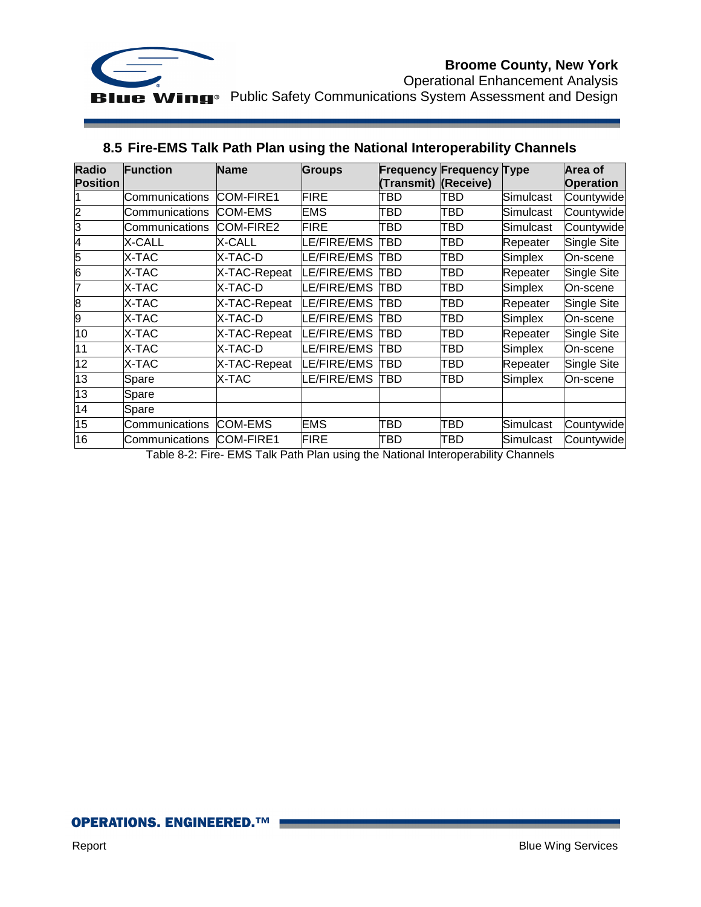## 8.5 Fire-EMS Talk Path Plan using the National Interoperability Channels

| Radio Position | Function | Name | Groups | Frequency (Transmit) | Frequency (Receive) | Type | Area of Operation |
|---|---|---|---|---|---|---|---|
| 1 | Communications | COM-FIRE1 | FIRE | TBD | TBD | Simulcast | Countywide |
| 2 | Communications | COM-EMS | EMS | TBD | TBD | Simulcast | Countywide |
| 3 | Communications | COM-FIRE2 | FIRE | TBD | TBD | Simulcast | Countywide |
| 4 | X-CALL | X-CALL | LE/FIRE/EMS | TBD | TBD | Repeater | Single Site |
| 5 | X-TAC | X-TAC-D | LE/FIRE/EMS | TBD | TBD | Simplex | On-scene |
| 6 | X-TAC | X-TAC-Repeat | LE/FIRE/EMS | TBD | TBD | Repeater | Single Site |
| 7 | X-TAC | X-TAC-D | LE/FIRE/EMS | TBD | TBD | Simplex | On-scene |
| 8 | X-TAC | X-TAC-Repeat | LE/FIRE/EMS | TBD | TBD | Repeater | Single Site |
| 9 | X-TAC | X-TAC-D | LE/FIRE/EMS | TBD | TBD | Simplex | On-scene |
| 10 | X-TAC | X-TAC-Repeat | LE/FIRE/EMS | TBD | TBD | Repeater | Single Site |
| 11 | X-TAC | X-TAC-D | LE/FIRE/EMS | TBD | TBD | Simplex | On-scene |
| 12 | X-TAC | X-TAC-Repeat | LE/FIRE/EMS | TBD | TBD | Repeater | Single Site |
| 13 | Spare | X-TAC | LE/FIRE/EMS | TBD | TBD | Simplex | On-scene |
| 13 | Spare | | | | | | |
| 14 | Spare | | | | | | |
| 15 | Communications | COM-EMS | EMS | TBD | TBD | Simulcast | Countywide |
| 16 | Communications | COM-FIRE1 | FIRE | TBD | TBD | Simulcast | Countywide |

Table 8-2: Fire- EMS Talk Path Plan using the National Interoperability Channels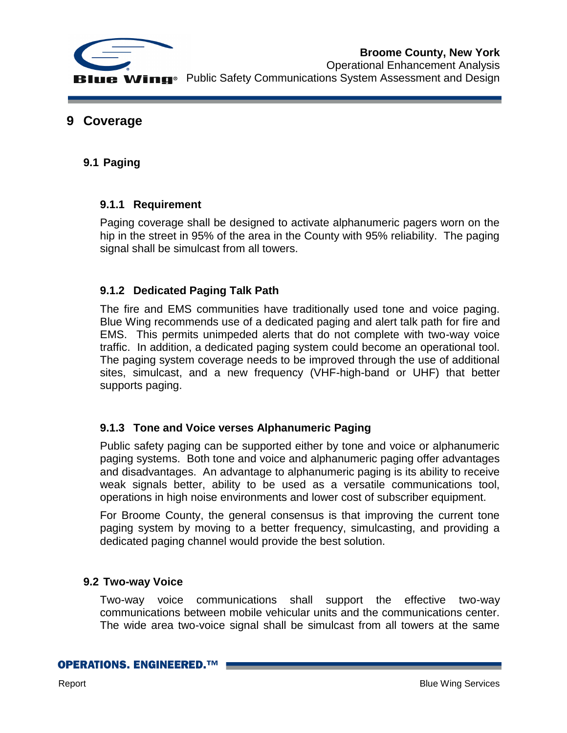# 9 Coverage

## 9.1 Paging

### 9.1.1 Requirement

Paging coverage shall be designed to activate alphanumeric pagers worn on the hip in the street in 95% of the area in the County with 95% reliability. The paging signal shall be simulcast from all towers.

### 9.1.2 Dedicated Paging Talk Path

The fire and EMS communities have traditionally used tone and voice paging. Blue Wing recommends use of a dedicated paging and alert talk path for fire and EMS. This permits unimpeded alerts that do not complete with two-way voice traffic. In addition, a dedicated paging system could become an operational tool. The paging system coverage needs to be improved through the use of additional sites, simulcast, and a new frequency (VHF-high-band or UHF) that better supports paging.

### 9.1.3 Tone and Voice verses Alphanumeric Paging

Public safety paging can be supported either by tone and voice or alphanumeric paging systems. Both tone and voice and alphanumeric paging offer advantages and disadvantages. An advantage to alphanumeric paging is its ability to receive weak signals better, ability to be used as a versatile communications tool, operations in high noise environments and lower cost of subscriber equipment.

For Broome County, the general consensus is that improving the current tone paging system by moving to a better frequency, simulcasting, and providing a dedicated paging channel would provide the best solution.

## 9.2 Two-way Voice

Two-way voice communications shall support the effective two-way communications between mobile vehicular units and the communications center. The wide area two-voice signal shall be simulcast from all towers at the same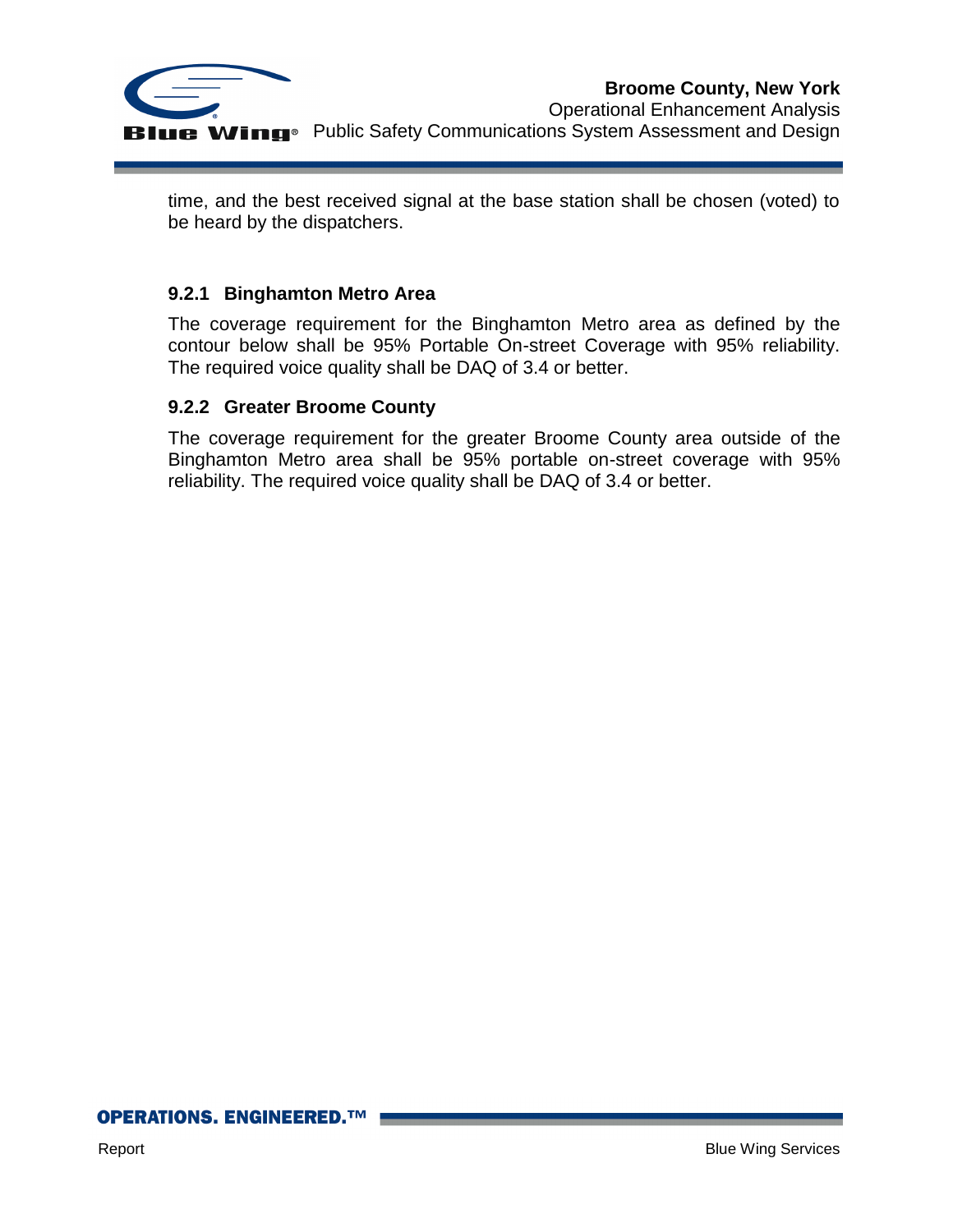time, and the best received signal at the base station shall be chosen (voted) to be heard by the dispatchers.

### 9.2.1 Binghamton Metro Area

The coverage requirement for the Binghamton Metro area as defined by the contour below shall be 95% Portable On-street Coverage with 95% reliability. The required voice quality shall be DAQ of 3.4 or better.

### 9.2.2 Greater Broome County

The coverage requirement for the greater Broome County area outside of the Binghamton Metro area shall be 95% portable on-street coverage with 95% reliability. The required voice quality shall be DAQ of 3.4 or better.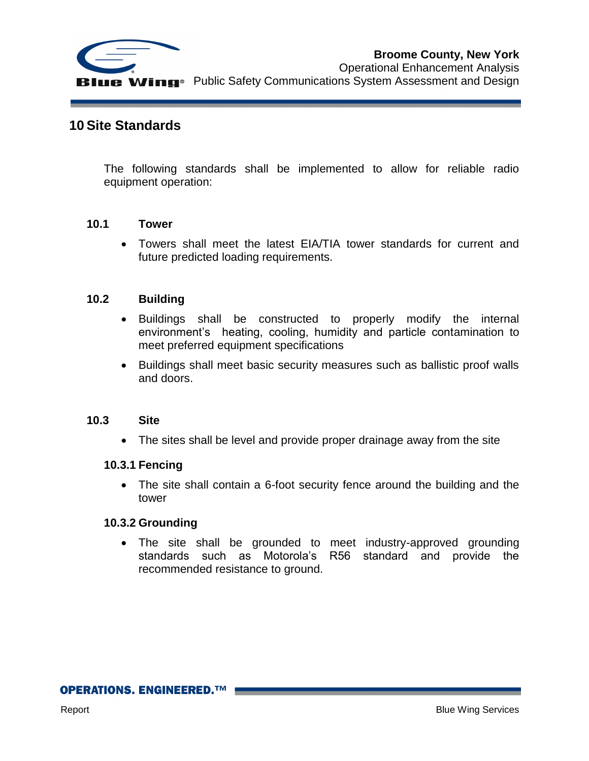# 10 Site Standards

The following standards shall be implemented to allow for reliable radio equipment operation:

## 10.1 Tower

- Towers shall meet the latest EIA/TIA tower standards for current and future predicted loading requirements.

## 10.2 Building

- Buildings shall be constructed to properly modify the internal environment's heating, cooling, humidity and particle contamination to meet preferred equipment specifications
- Buildings shall meet basic security measures such as ballistic proof walls and doors.

## 10.3 Site

- The sites shall be level and provide proper drainage away from the site

### 10.3.1 Fencing

- The site shall contain a 6-foot security fence around the building and the tower

### 10.3.2 Grounding

- The site shall be grounded to meet industry-approved grounding standards such as Motorola's R56 standard and provide the recommended resistance to ground.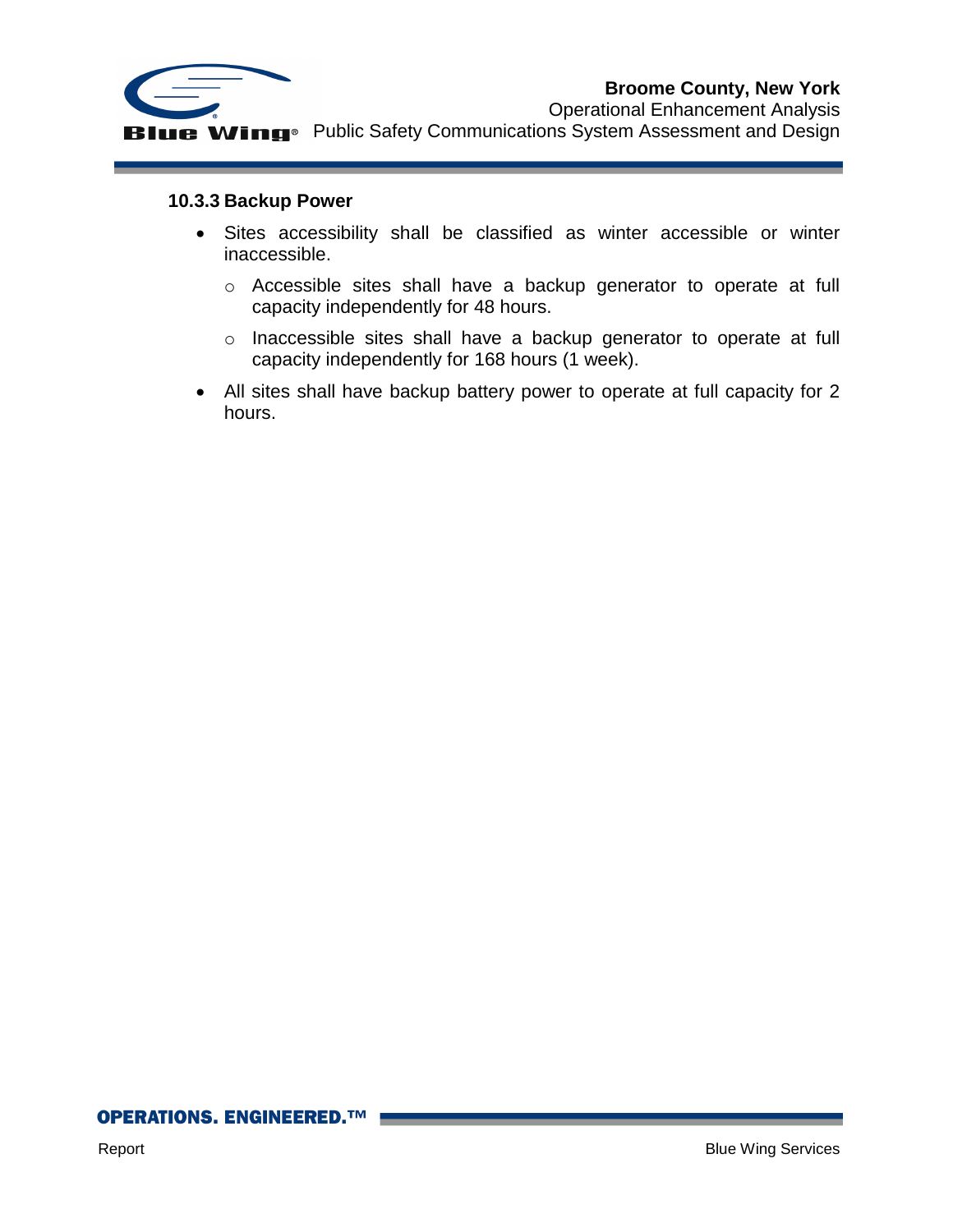#### 10.3.3 Backup Power

- Sites accessibility shall be classified as winter accessible or winter inaccessible.
  - Accessible sites shall have a backup generator to operate at full capacity independently for 48 hours.
  - Inaccessible sites shall have a backup generator to operate at full capacity independently for 168 hours (1 week).
- All sites shall have backup battery power to operate at full capacity for 2 hours.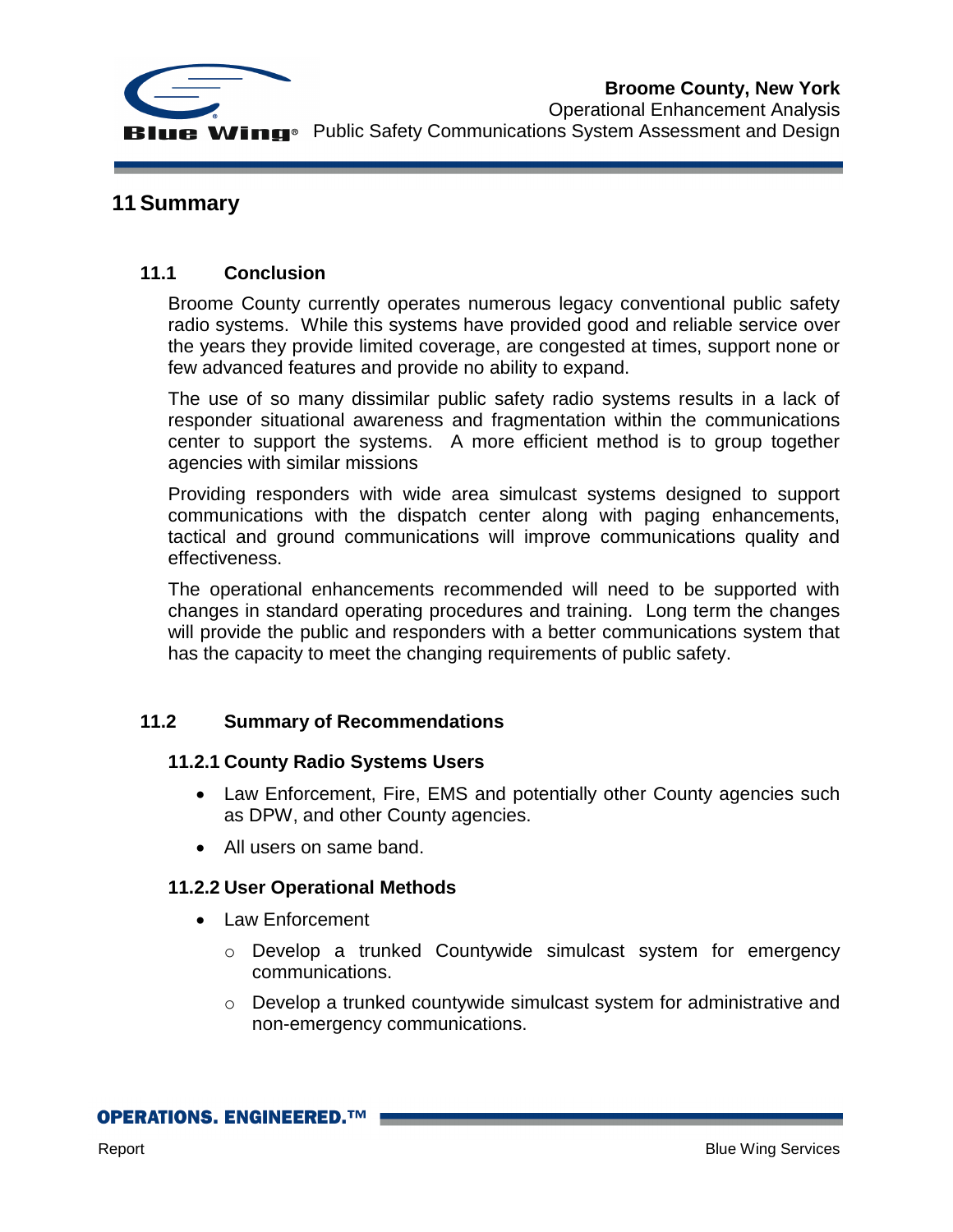# 11 Summary

## 11.1 Conclusion

Broome County currently operates numerous legacy conventional public safety radio systems. While this systems have provided good and reliable service over the years they provide limited coverage, are congested at times, support none or few advanced features and provide no ability to expand.

The use of so many dissimilar public safety radio systems results in a lack of responder situational awareness and fragmentation within the communications center to support the systems. A more efficient method is to group together agencies with similar missions

Providing responders with wide area simulcast systems designed to support communications with the dispatch center along with paging enhancements, tactical and ground communications will improve communications quality and effectiveness.

The operational enhancements recommended will need to be supported with changes in standard operating procedures and training. Long term the changes will provide the public and responders with a better communications system that has the capacity to meet the changing requirements of public safety.

## 11.2 Summary of Recommendations

### 11.2.1 County Radio Systems Users

- Law Enforcement, Fire, EMS and potentially other County agencies such as DPW, and other County agencies.
- All users on same band.

### 11.2.2 User Operational Methods

- Law Enforcement
  - Develop a trunked Countywide simulcast system for emergency communications.
  - Develop a trunked countywide simulcast system for administrative and non-emergency communications.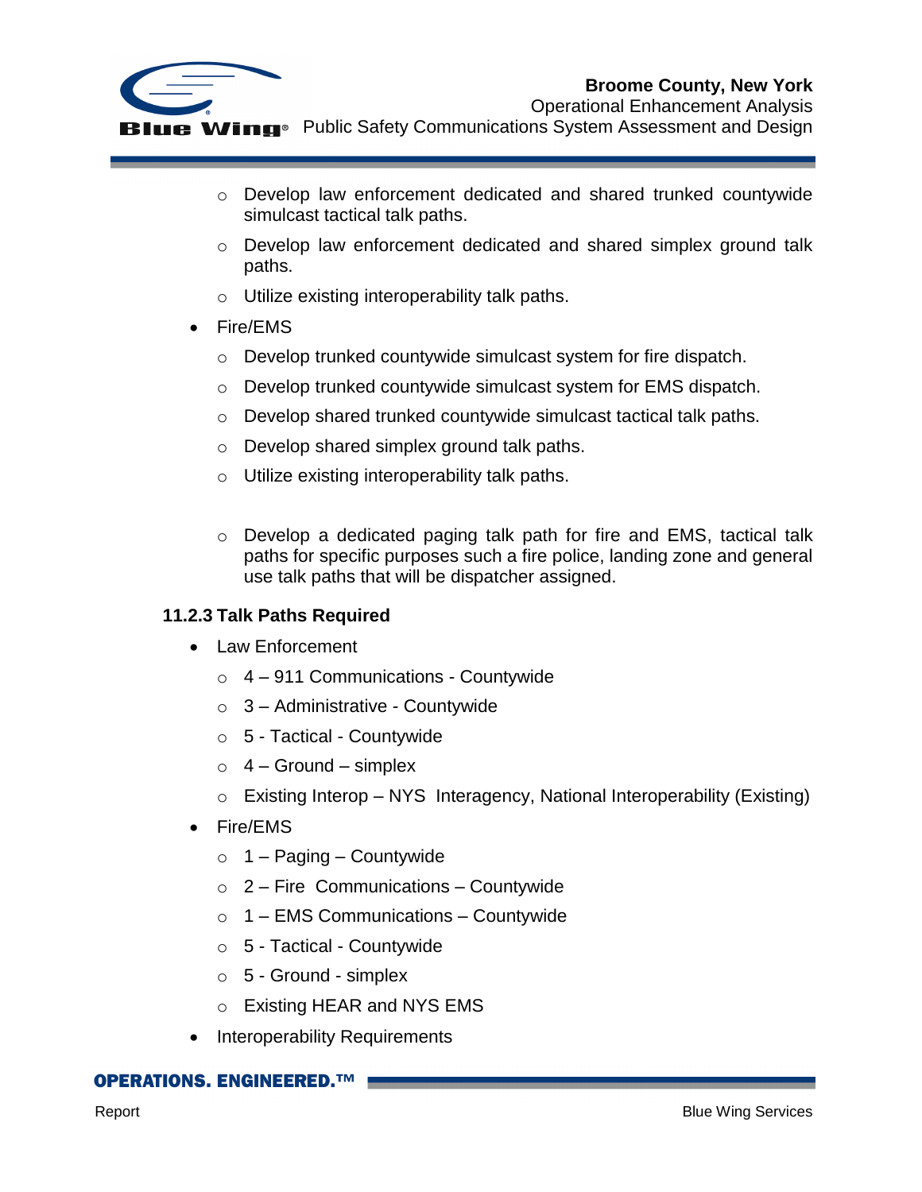- Develop law enforcement dedicated and shared trunked countywide simulcast tactical talk paths.
  - Develop law enforcement dedicated and shared simplex ground talk paths.
  - Utilize existing interoperability talk paths.
- Fire/EMS
  - Develop trunked countywide simulcast system for fire dispatch.
  - Develop trunked countywide simulcast system for EMS dispatch.
  - Develop shared trunked countywide simulcast tactical talk paths.
  - Develop shared simplex ground talk paths.
  - Utilize existing interoperability talk paths.

  - Develop a dedicated paging talk path for fire and EMS, tactical talk paths for specific purposes such a fire police, landing zone and general use talk paths that will be dispatcher assigned.

### 11.2.3 Talk Paths Required

- Law Enforcement
  - 4 – 911 Communications - Countywide
  - 3 – Administrative - Countywide
  - 5 - Tactical - Countywide
  - 4 – Ground – simplex
  - Existing Interop – NYS Interagency, National Interoperability (Existing)
- Fire/EMS
  - 1 – Paging – Countywide
  - 2 – Fire Communications – Countywide
  - 1 – EMS Communications – Countywide
  - 5 - Tactical - Countywide
  - 5 - Ground - simplex
  - Existing HEAR and NYS EMS
- Interoperability Requirements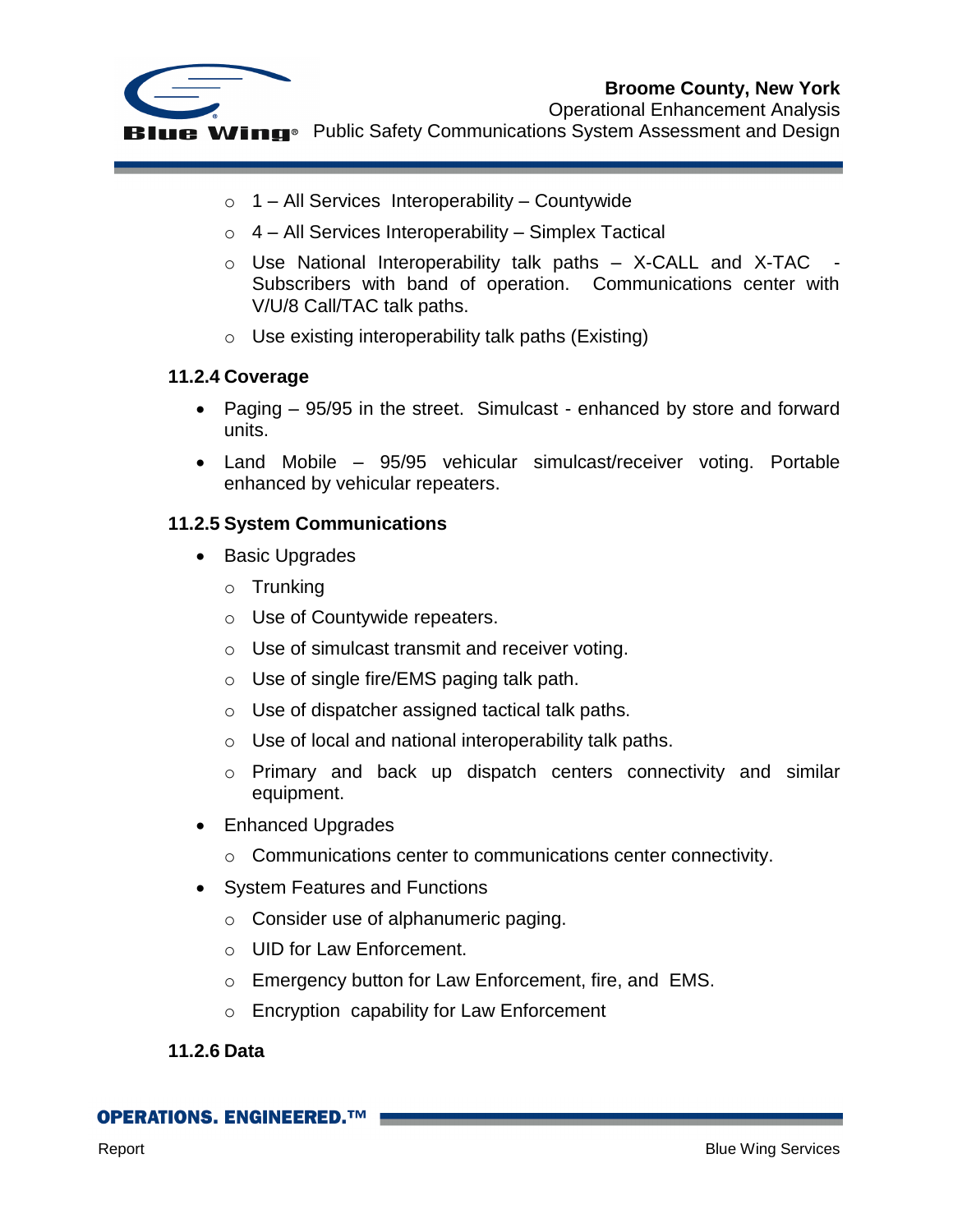- 1 – All Services Interoperability – Countywide
  - 4 – All Services Interoperability – Simplex Tactical
  - Use National Interoperability talk paths – X-CALL and X-TAC - Subscribers with band of operation. Communications center with V/U/8 Call/TAC talk paths.
  - Use existing interoperability talk paths (Existing)

### 11.2.4 Coverage

- Paging – 95/95 in the street. Simulcast - enhanced by store and forward units.
- Land Mobile – 95/95 vehicular simulcast/receiver voting. Portable enhanced by vehicular repeaters.

### 11.2.5 System Communications

- Basic Upgrades
  - Trunking
  - Use of Countywide repeaters.
  - Use of simulcast transmit and receiver voting.
  - Use of single fire/EMS paging talk path.
  - Use of dispatcher assigned tactical talk paths.
  - Use of local and national interoperability talk paths.
  - Primary and back up dispatch centers connectivity and similar equipment.
- Enhanced Upgrades
  - Communications center to communications center connectivity.
- System Features and Functions
  - Consider use of alphanumeric paging.
  - UID for Law Enforcement.
  - Emergency button for Law Enforcement, fire, and EMS.
  - Encryption capability for Law Enforcement

### 11.2.6 Data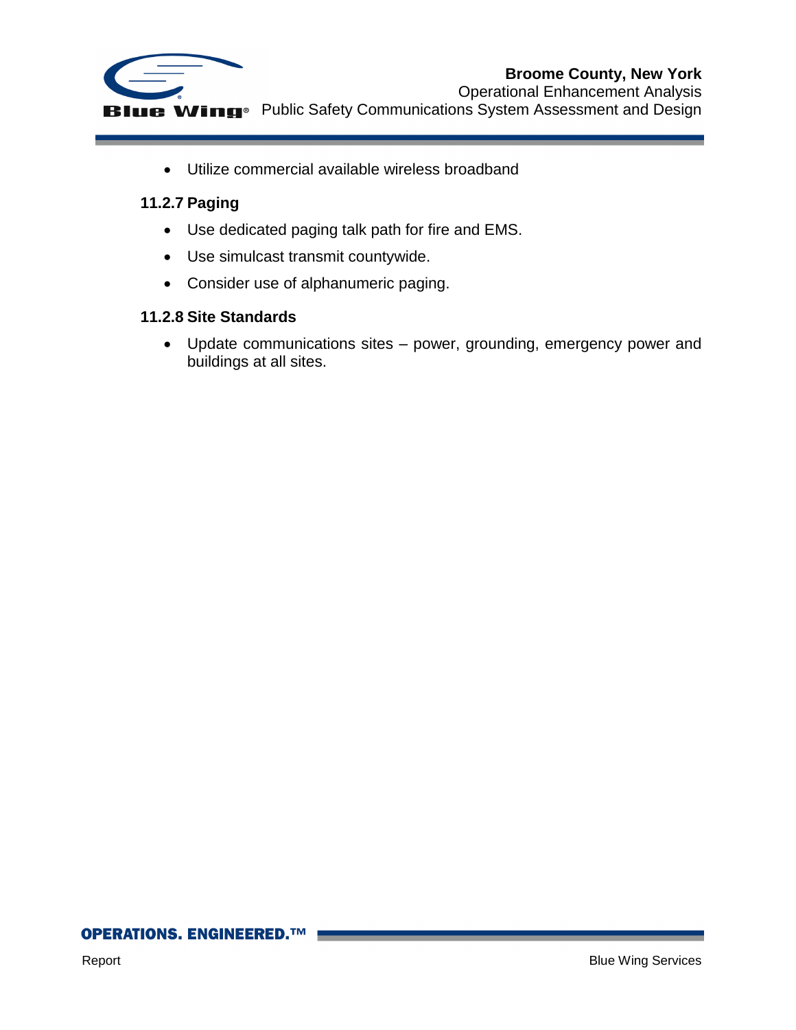- Utilize commercial available wireless broadband

### 11.2.7 Paging

- Use dedicated paging talk path for fire and EMS.
- Use simulcast transmit countywide.
- Consider use of alphanumeric paging.

### 11.2.8 Site Standards

- Update communications sites – power, grounding, emergency power and buildings at all sites.